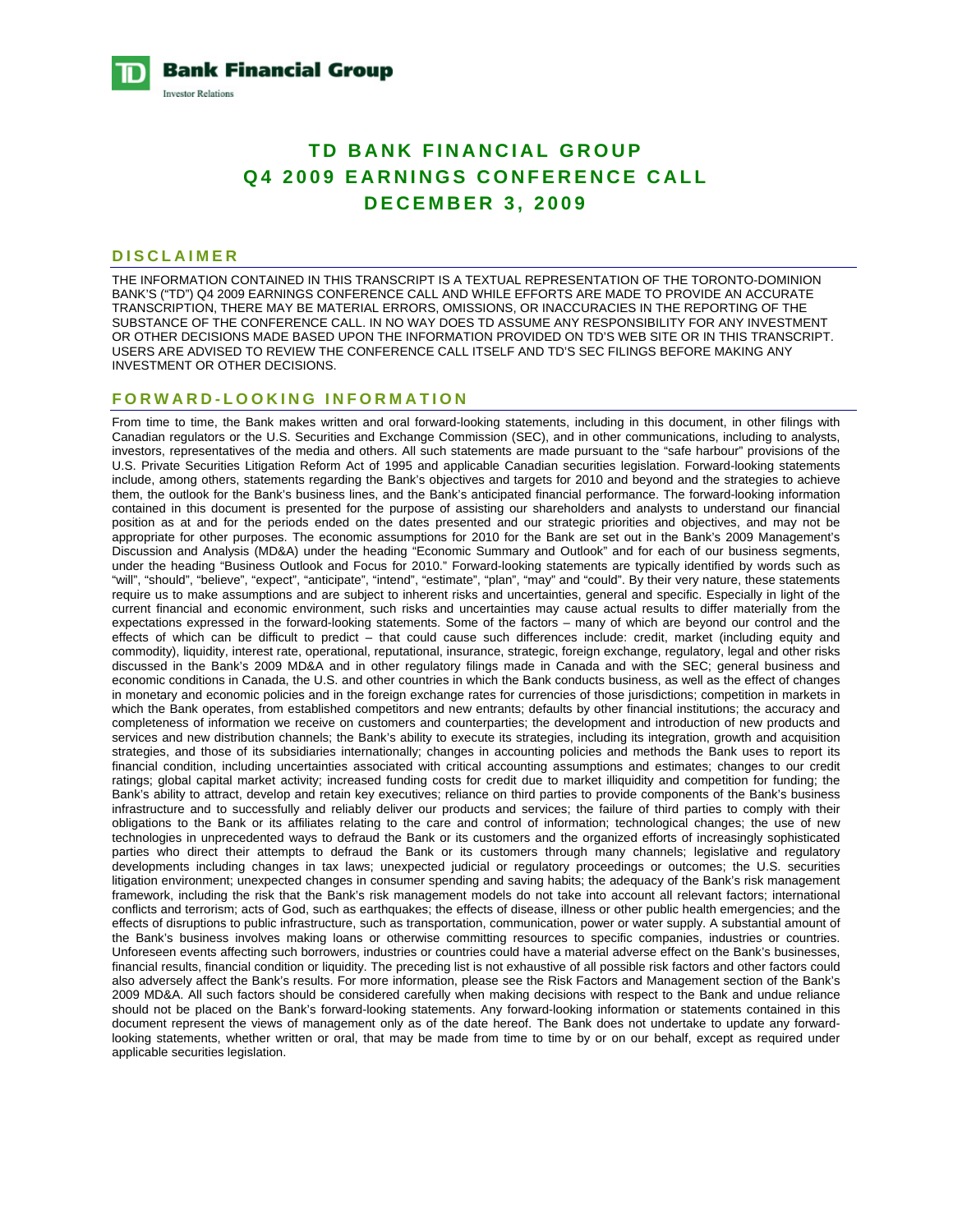**Bank Financial Group**

Investor Relations

# TD BANK FINANCIAL GROUP
# Q4 2009 EARNINGS CONFERENCE CALL
# DECEMBER 3, 2009

## DISCLAIMER

THE INFORMATION CONTAINED IN THIS TRANSCRIPT IS A TEXTUAL REPRESENTATION OF THE TORONTO-DOMINION BANK'S ("TD") Q4 2009 EARNINGS CONFERENCE CALL AND WHILE EFFORTS ARE MADE TO PROVIDE AN ACCURATE TRANSCRIPTION, THERE MAY BE MATERIAL ERRORS, OMISSIONS, OR INACCURACIES IN THE REPORTING OF THE SUBSTANCE OF THE CONFERENCE CALL. IN NO WAY DOES TD ASSUME ANY RESPONSIBILITY FOR ANY INVESTMENT OR OTHER DECISIONS MADE BASED UPON THE INFORMATION PROVIDED ON TD'S WEB SITE OR IN THIS TRANSCRIPT. USERS ARE ADVISED TO REVIEW THE CONFERENCE CALL ITSELF AND TD'S SEC FILINGS BEFORE MAKING ANY INVESTMENT OR OTHER DECISIONS.

## FORWARD-LOOKING INFORMATION

From time to time, the Bank makes written and oral forward-looking statements, including in this document, in other filings with Canadian regulators or the U.S. Securities and Exchange Commission (SEC), and in other communications, including to analysts, investors, representatives of the media and others. All such statements are made pursuant to the "safe harbour" provisions of the U.S. Private Securities Litigation Reform Act of 1995 and applicable Canadian securities legislation. Forward-looking statements include, among others, statements regarding the Bank's objectives and targets for 2010 and beyond and the strategies to achieve them, the outlook for the Bank's business lines, and the Bank's anticipated financial performance. The forward-looking information contained in this document is presented for the purpose of assisting our shareholders and analysts to understand our financial position as at and for the periods ended on the dates presented and our strategic priorities and objectives, and may not be appropriate for other purposes. The economic assumptions for 2010 for the Bank are set out in the Bank's 2009 Management's Discussion and Analysis (MD&A) under the heading "Economic Summary and Outlook" and for each of our business segments, under the heading "Business Outlook and Focus for 2010." Forward-looking statements are typically identified by words such as "will", "should", "believe", "expect", "anticipate", "intend", "estimate", "plan", "may" and "could". By their very nature, these statements require us to make assumptions and are subject to inherent risks and uncertainties, general and specific. Especially in light of the current financial and economic environment, such risks and uncertainties may cause actual results to differ materially from the expectations expressed in the forward-looking statements. Some of the factors – many of which are beyond our control and the effects of which can be difficult to predict – that could cause such differences include: credit, market (including equity and commodity), liquidity, interest rate, operational, reputational, insurance, strategic, foreign exchange, regulatory, legal and other risks discussed in the Bank's 2009 MD&A and in other regulatory filings made in Canada and with the SEC; general business and economic conditions in Canada, the U.S. and other countries in which the Bank conducts business, as well as the effect of changes in monetary and economic policies and in the foreign exchange rates for currencies of those jurisdictions; competition in markets in which the Bank operates, from established competitors and new entrants; defaults by other financial institutions; the accuracy and completeness of information we receive on customers and counterparties; the development and introduction of new products and services and new distribution channels; the Bank's ability to execute its strategies, including its integration, growth and acquisition strategies, and those of its subsidiaries internationally; changes in accounting policies and methods the Bank uses to report its financial condition, including uncertainties associated with critical accounting assumptions and estimates; changes to our credit ratings; global capital market activity; increased funding costs for credit due to market illiquidity and competition for funding; the Bank's ability to attract, develop and retain key executives; reliance on third parties to provide components of the Bank's business infrastructure and to successfully and reliably deliver our products and services; the failure of third parties to comply with their obligations to the Bank or its affiliates relating to the care and control of information; technological changes; the use of new technologies in unprecedented ways to defraud the Bank or its customers and the organized efforts of increasingly sophisticated parties who direct their attempts to defraud the Bank or its customers through many channels; legislative and regulatory developments including changes in tax laws; unexpected judicial or regulatory proceedings or outcomes; the U.S. securities litigation environment; unexpected changes in consumer spending and saving habits; the adequacy of the Bank's risk management framework, including the risk that the Bank's risk management models do not take into account all relevant factors; international conflicts and terrorism; acts of God, such as earthquakes; the effects of disease, illness or other public health emergencies; and the effects of disruptions to public infrastructure, such as transportation, communication, power or water supply. A substantial amount of the Bank's business involves making loans or otherwise committing resources to specific companies, industries or countries. Unforeseen events affecting such borrowers, industries or countries could have a material adverse effect on the Bank's businesses, financial results, financial condition or liquidity. The preceding list is not exhaustive of all possible risk factors and other factors could also adversely affect the Bank's results. For more information, please see the Risk Factors and Management section of the Bank's 2009 MD&A. All such factors should be considered carefully when making decisions with respect to the Bank and undue reliance should not be placed on the Bank's forward-looking statements. Any forward-looking information or statements contained in this document represent the views of management only as of the date hereof. The Bank does not undertake to update any forward-looking statements, whether written or oral, that may be made from time to time by or on our behalf, except as required under applicable securities legislation.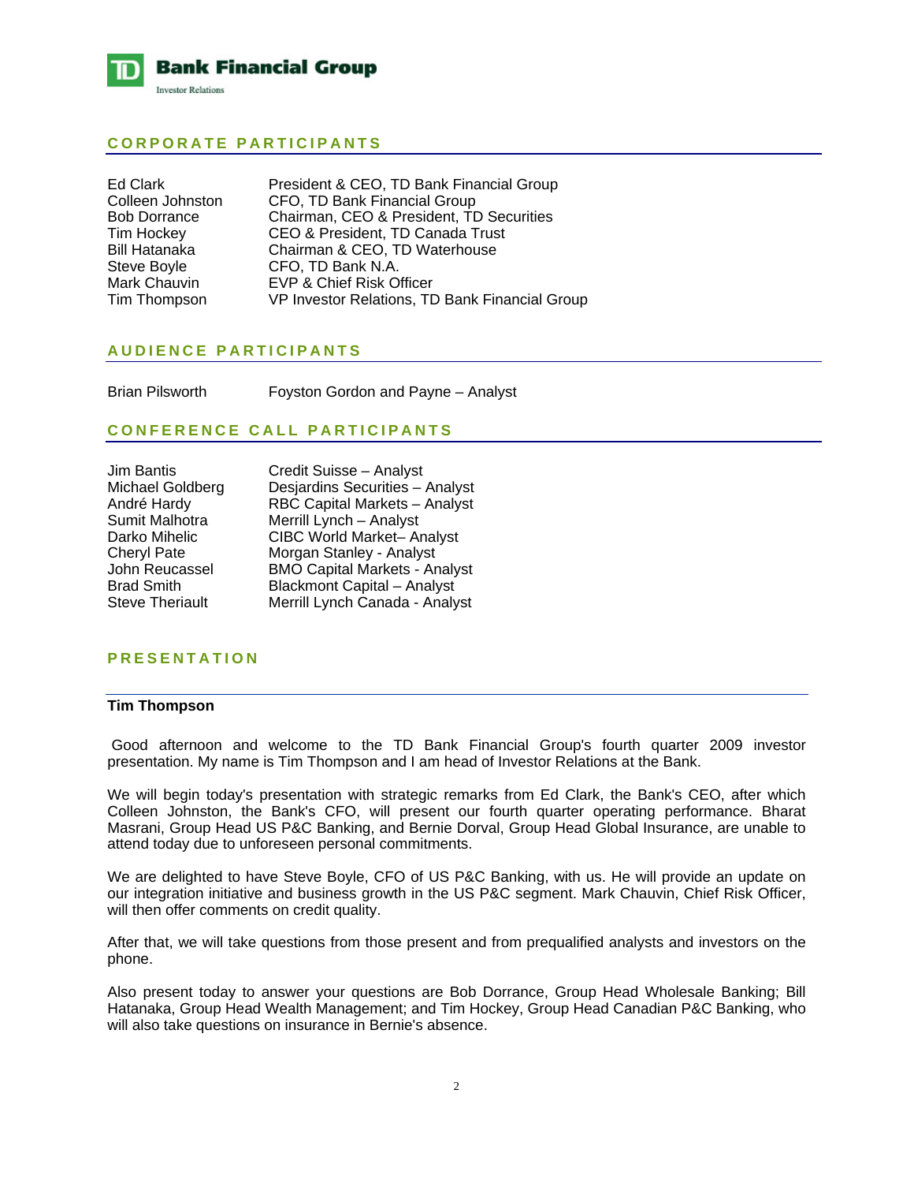## CORPORATE PARTICIPANTS

| | |
|---|---|
| Ed Clark | President & CEO, TD Bank Financial Group |
| Colleen Johnston | CFO, TD Bank Financial Group |
| Bob Dorrance | Chairman, CEO & President, TD Securities |
| Tim Hockey | CEO & President, TD Canada Trust |
| Bill Hatanaka | Chairman & CEO, TD Waterhouse |
| Steve Boyle | CFO, TD Bank N.A. |
| Mark Chauvin | EVP & Chief Risk Officer |
| Tim Thompson | VP Investor Relations, TD Bank Financial Group |

## AUDIENCE PARTICIPANTS

| | |
|---|---|
| Brian Pilsworth | Foyston Gordon and Payne – Analyst |

## CONFERENCE CALL PARTICIPANTS

| | |
|---|---|
| Jim Bantis | Credit Suisse – Analyst |
| Michael Goldberg | Desjardins Securities – Analyst |
| André Hardy | RBC Capital Markets – Analyst |
| Sumit Malhotra | Merrill Lynch – Analyst |
| Darko Mihelic | CIBC World Market– Analyst |
| Cheryl Pate | Morgan Stanley - Analyst |
| John Reucassel | BMO Capital Markets - Analyst |
| Brad Smith | Blackmont Capital – Analyst |
| Steve Theriault | Merrill Lynch Canada - Analyst |

## PRESENTATION

**Tim Thompson**

Good afternoon and welcome to the TD Bank Financial Group's fourth quarter 2009 investor presentation. My name is Tim Thompson and I am head of Investor Relations at the Bank.

We will begin today's presentation with strategic remarks from Ed Clark, the Bank's CEO, after which Colleen Johnston, the Bank's CFO, will present our fourth quarter operating performance. Bharat Masrani, Group Head US P&C Banking, and Bernie Dorval, Group Head Global Insurance, are unable to attend today due to unforeseen personal commitments.

We are delighted to have Steve Boyle, CFO of US P&C Banking, with us. He will provide an update on our integration initiative and business growth in the US P&C segment. Mark Chauvin, Chief Risk Officer, will then offer comments on credit quality.

After that, we will take questions from those present and from prequalified analysts and investors on the phone.

Also present today to answer your questions are Bob Dorrance, Group Head Wholesale Banking; Bill Hatanaka, Group Head Wealth Management; and Tim Hockey, Group Head Canadian P&C Banking, who will also take questions on insurance in Bernie's absence.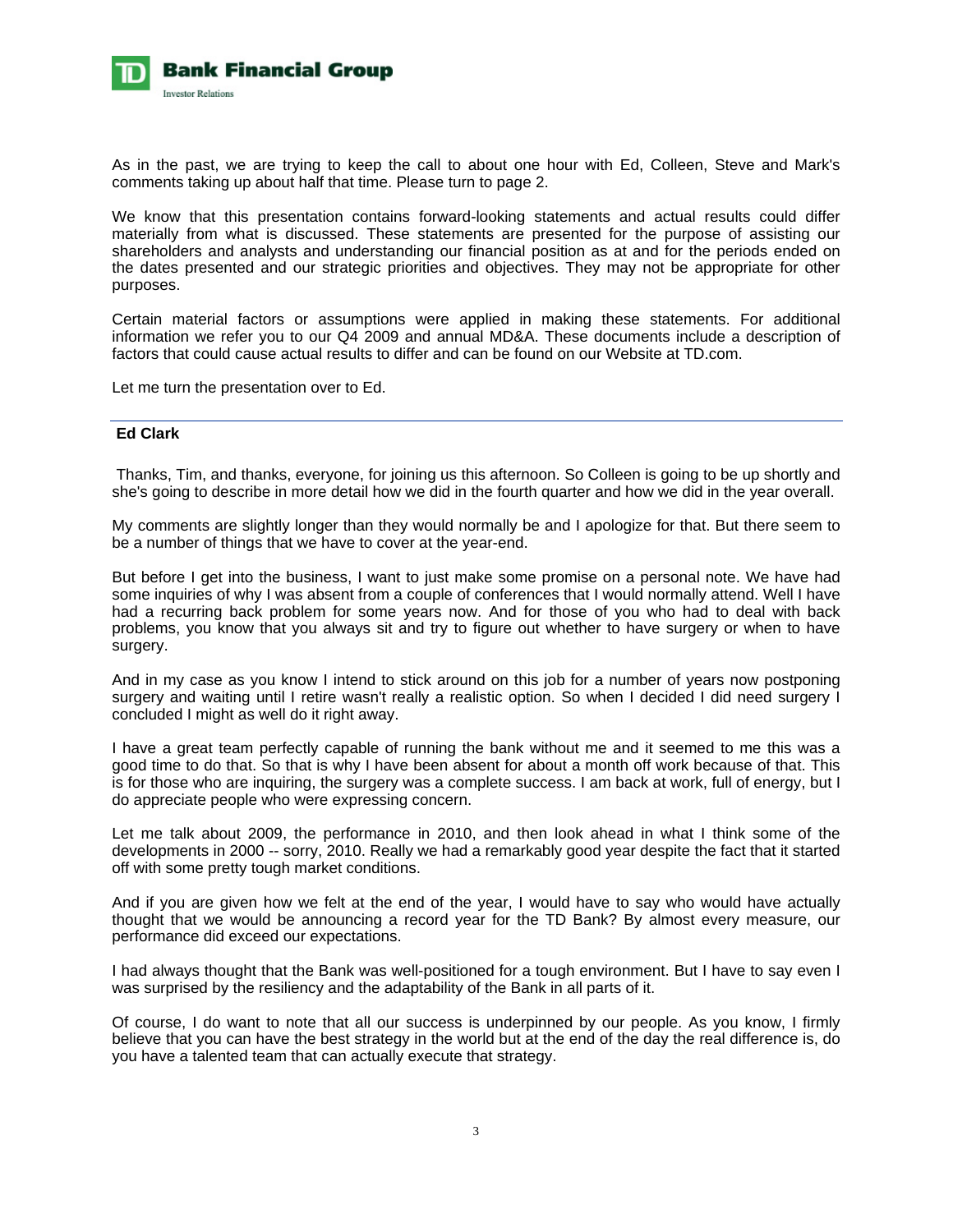As in the past, we are trying to keep the call to about one hour with Ed, Colleen, Steve and Mark's comments taking up about half that time. Please turn to page 2.

We know that this presentation contains forward-looking statements and actual results could differ materially from what is discussed. These statements are presented for the purpose of assisting our shareholders and analysts and understanding our financial position as at and for the periods ended on the dates presented and our strategic priorities and objectives. They may not be appropriate for other purposes.

Certain material factors or assumptions were applied in making these statements. For additional information we refer you to our Q4 2009 and annual MD&A. These documents include a description of factors that could cause actual results to differ and can be found on our Website at TD.com.

Let me turn the presentation over to Ed.

**Ed Clark**

Thanks, Tim, and thanks, everyone, for joining us this afternoon. So Colleen is going to be up shortly and she's going to describe in more detail how we did in the fourth quarter and how we did in the year overall.

My comments are slightly longer than they would normally be and I apologize for that. But there seem to be a number of things that we have to cover at the year-end.

But before I get into the business, I want to just make some promise on a personal note. We have had some inquiries of why I was absent from a couple of conferences that I would normally attend. Well I have had a recurring back problem for some years now. And for those of you who had to deal with back problems, you know that you always sit and try to figure out whether to have surgery or when to have surgery.

And in my case as you know I intend to stick around on this job for a number of years now postponing surgery and waiting until I retire wasn't really a realistic option. So when I decided I did need surgery I concluded I might as well do it right away.

I have a great team perfectly capable of running the bank without me and it seemed to me this was a good time to do that. So that is why I have been absent for about a month off work because of that. This is for those who are inquiring, the surgery was a complete success. I am back at work, full of energy, but I do appreciate people who were expressing concern.

Let me talk about 2009, the performance in 2010, and then look ahead in what I think some of the developments in 2000 -- sorry, 2010. Really we had a remarkably good year despite the fact that it started off with some pretty tough market conditions.

And if you are given how we felt at the end of the year, I would have to say who would have actually thought that we would be announcing a record year for the TD Bank? By almost every measure, our performance did exceed our expectations.

I had always thought that the Bank was well-positioned for a tough environment. But I have to say even I was surprised by the resiliency and the adaptability of the Bank in all parts of it.

Of course, I do want to note that all our success is underpinned by our people. As you know, I firmly believe that you can have the best strategy in the world but at the end of the day the real difference is, do you have a talented team that can actually execute that strategy.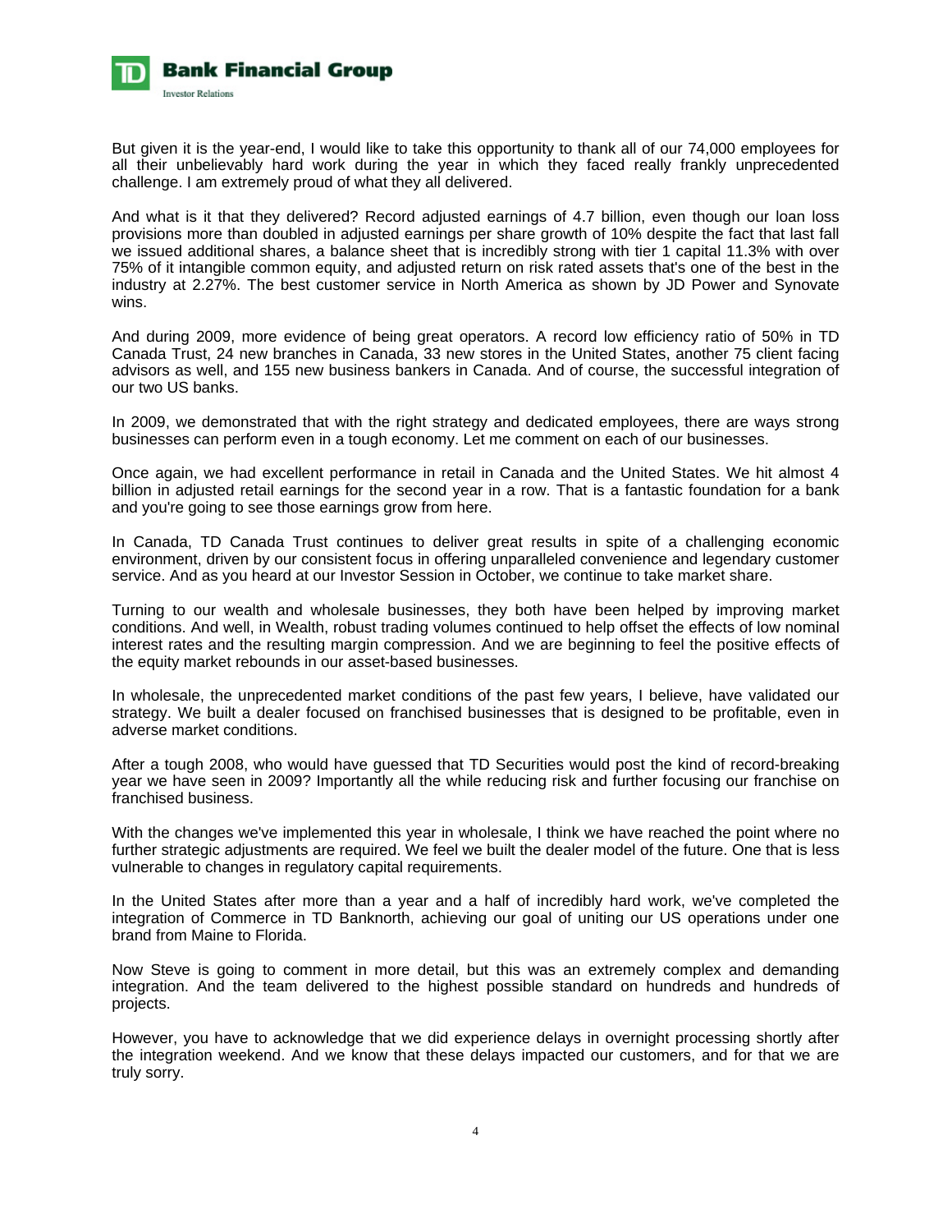But given it is the year-end, I would like to take this opportunity to thank all of our 74,000 employees for all their unbelievably hard work during the year in which they faced really frankly unprecedented challenge. I am extremely proud of what they all delivered.

And what is it that they delivered? Record adjusted earnings of 4.7 billion, even though our loan loss provisions more than doubled in adjusted earnings per share growth of 10% despite the fact that last fall we issued additional shares, a balance sheet that is incredibly strong with tier 1 capital 11.3% with over 75% of it intangible common equity, and adjusted return on risk rated assets that's one of the best in the industry at 2.27%. The best customer service in North America as shown by JD Power and Synovate wins.

And during 2009, more evidence of being great operators. A record low efficiency ratio of 50% in TD Canada Trust, 24 new branches in Canada, 33 new stores in the United States, another 75 client facing advisors as well, and 155 new business bankers in Canada. And of course, the successful integration of our two US banks.

In 2009, we demonstrated that with the right strategy and dedicated employees, there are ways strong businesses can perform even in a tough economy. Let me comment on each of our businesses.

Once again, we had excellent performance in retail in Canada and the United States. We hit almost 4 billion in adjusted retail earnings for the second year in a row. That is a fantastic foundation for a bank and you're going to see those earnings grow from here.

In Canada, TD Canada Trust continues to deliver great results in spite of a challenging economic environment, driven by our consistent focus in offering unparalleled convenience and legendary customer service. And as you heard at our Investor Session in October, we continue to take market share.

Turning to our wealth and wholesale businesses, they both have been helped by improving market conditions. And well, in Wealth, robust trading volumes continued to help offset the effects of low nominal interest rates and the resulting margin compression. And we are beginning to feel the positive effects of the equity market rebounds in our asset-based businesses.

In wholesale, the unprecedented market conditions of the past few years, I believe, have validated our strategy. We built a dealer focused on franchised businesses that is designed to be profitable, even in adverse market conditions.

After a tough 2008, who would have guessed that TD Securities would post the kind of record-breaking year we have seen in 2009? Importantly all the while reducing risk and further focusing our franchise on franchised business.

With the changes we've implemented this year in wholesale, I think we have reached the point where no further strategic adjustments are required. We feel we built the dealer model of the future. One that is less vulnerable to changes in regulatory capital requirements.

In the United States after more than a year and a half of incredibly hard work, we've completed the integration of Commerce in TD Banknorth, achieving our goal of uniting our US operations under one brand from Maine to Florida.

Now Steve is going to comment in more detail, but this was an extremely complex and demanding integration. And the team delivered to the highest possible standard on hundreds and hundreds of projects.

However, you have to acknowledge that we did experience delays in overnight processing shortly after the integration weekend. And we know that these delays impacted our customers, and for that we are truly sorry.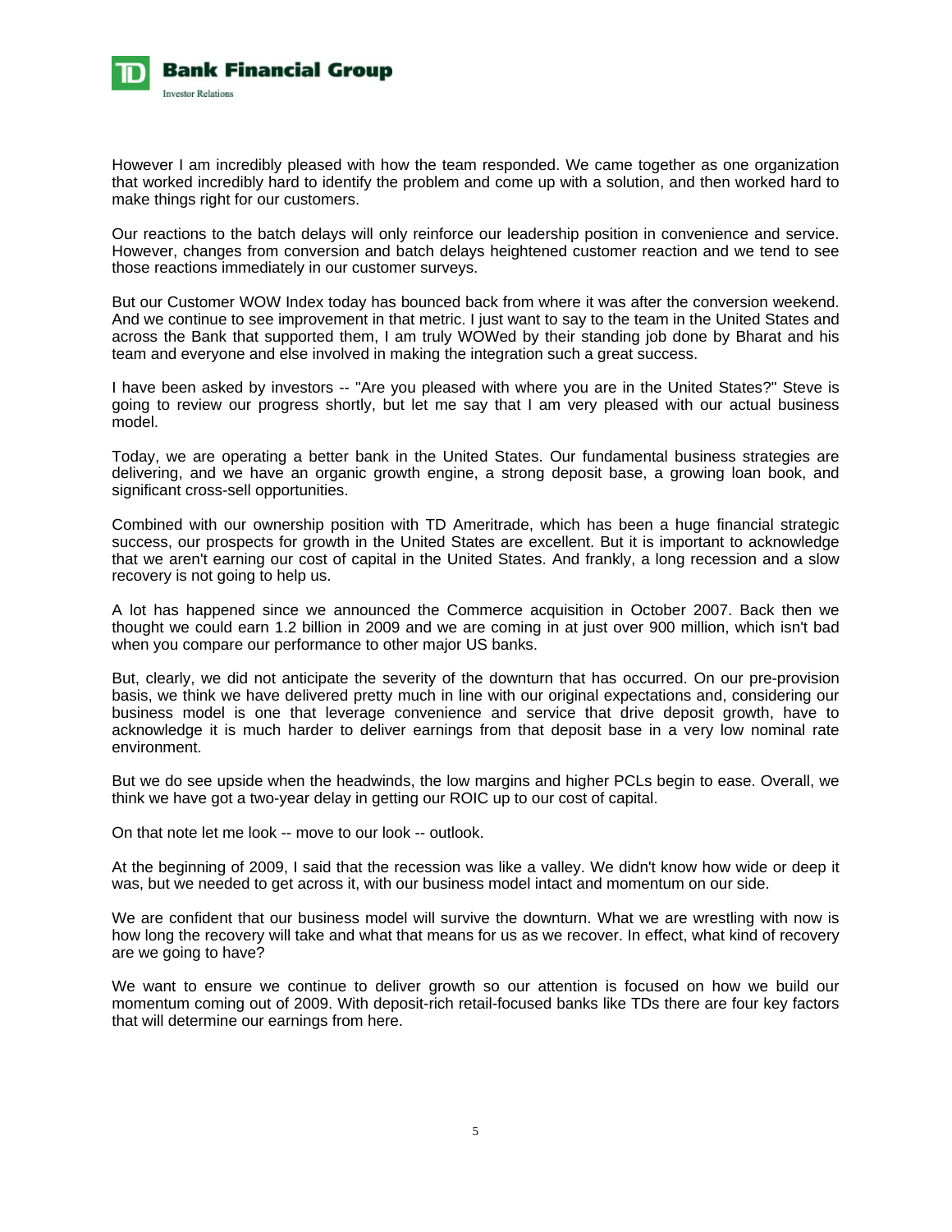However I am incredibly pleased with how the team responded. We came together as one organization that worked incredibly hard to identify the problem and come up with a solution, and then worked hard to make things right for our customers.

Our reactions to the batch delays will only reinforce our leadership position in convenience and service. However, changes from conversion and batch delays heightened customer reaction and we tend to see those reactions immediately in our customer surveys.

But our Customer WOW Index today has bounced back from where it was after the conversion weekend. And we continue to see improvement in that metric. I just want to say to the team in the United States and across the Bank that supported them, I am truly WOWed by their standing job done by Bharat and his team and everyone and else involved in making the integration such a great success.

I have been asked by investors -- "Are you pleased with where you are in the United States?" Steve is going to review our progress shortly, but let me say that I am very pleased with our actual business model.

Today, we are operating a better bank in the United States. Our fundamental business strategies are delivering, and we have an organic growth engine, a strong deposit base, a growing loan book, and significant cross-sell opportunities.

Combined with our ownership position with TD Ameritrade, which has been a huge financial strategic success, our prospects for growth in the United States are excellent. But it is important to acknowledge that we aren't earning our cost of capital in the United States. And frankly, a long recession and a slow recovery is not going to help us.

A lot has happened since we announced the Commerce acquisition in October 2007. Back then we thought we could earn 1.2 billion in 2009 and we are coming in at just over 900 million, which isn't bad when you compare our performance to other major US banks.

But, clearly, we did not anticipate the severity of the downturn that has occurred. On our pre-provision basis, we think we have delivered pretty much in line with our original expectations and, considering our business model is one that leverage convenience and service that drive deposit growth, have to acknowledge it is much harder to deliver earnings from that deposit base in a very low nominal rate environment.

But we do see upside when the headwinds, the low margins and higher PCLs begin to ease. Overall, we think we have got a two-year delay in getting our ROIC up to our cost of capital.

On that note let me look -- move to our look -- outlook.

At the beginning of 2009, I said that the recession was like a valley. We didn't know how wide or deep it was, but we needed to get across it, with our business model intact and momentum on our side.

We are confident that our business model will survive the downturn. What we are wrestling with now is how long the recovery will take and what that means for us as we recover. In effect, what kind of recovery are we going to have?

We want to ensure we continue to deliver growth so our attention is focused on how we build our momentum coming out of 2009. With deposit-rich retail-focused banks like TDs there are four key factors that will determine our earnings from here.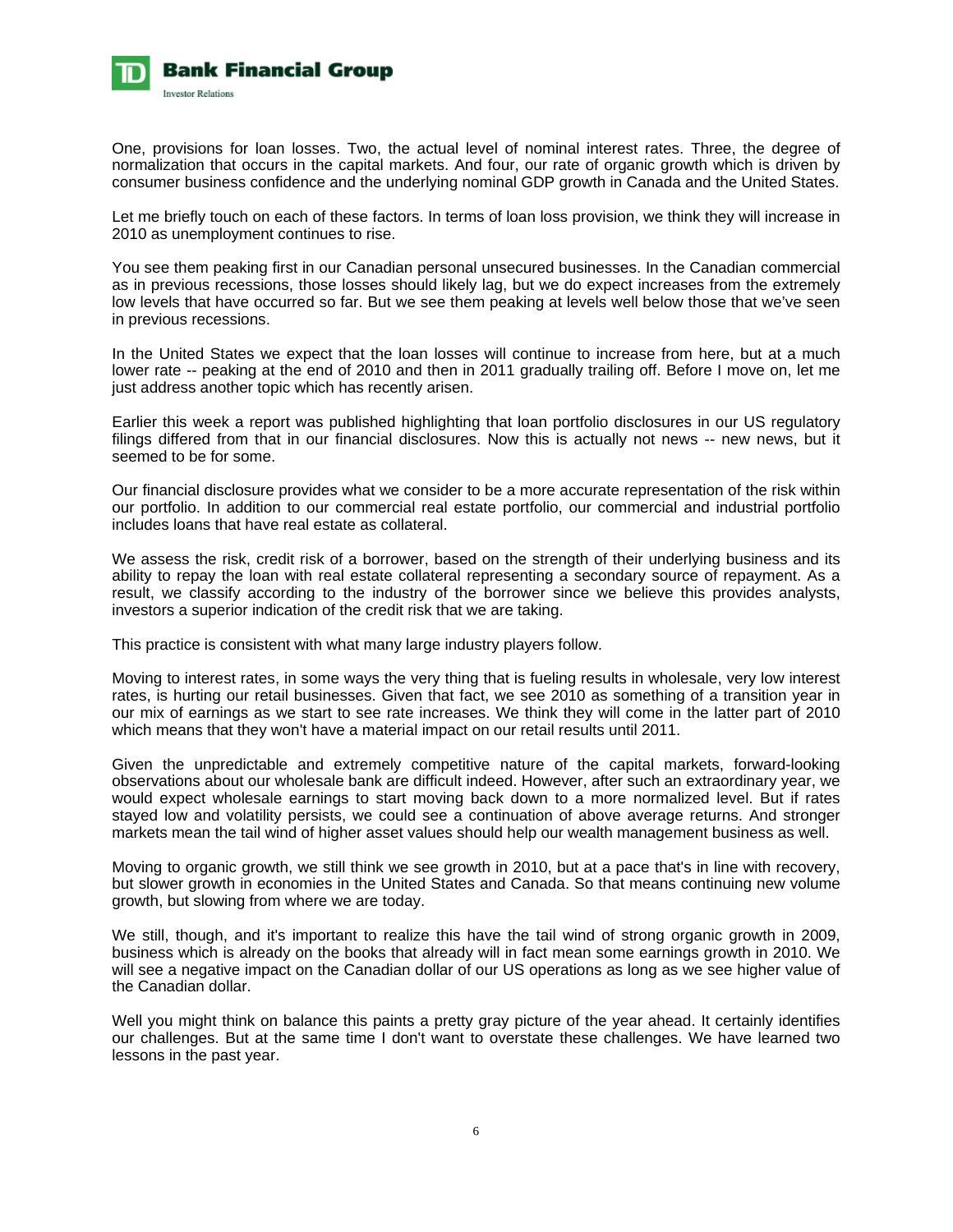One, provisions for loan losses. Two, the actual level of nominal interest rates. Three, the degree of normalization that occurs in the capital markets. And four, our rate of organic growth which is driven by consumer business confidence and the underlying nominal GDP growth in Canada and the United States.

Let me briefly touch on each of these factors. In terms of loan loss provision, we think they will increase in 2010 as unemployment continues to rise.

You see them peaking first in our Canadian personal unsecured businesses. In the Canadian commercial as in previous recessions, those losses should likely lag, but we do expect increases from the extremely low levels that have occurred so far. But we see them peaking at levels well below those that we've seen in previous recessions.

In the United States we expect that the loan losses will continue to increase from here, but at a much lower rate -- peaking at the end of 2010 and then in 2011 gradually trailing off. Before I move on, let me just address another topic which has recently arisen.

Earlier this week a report was published highlighting that loan portfolio disclosures in our US regulatory filings differed from that in our financial disclosures. Now this is actually not news -- new news, but it seemed to be for some.

Our financial disclosure provides what we consider to be a more accurate representation of the risk within our portfolio. In addition to our commercial real estate portfolio, our commercial and industrial portfolio includes loans that have real estate as collateral.

We assess the risk, credit risk of a borrower, based on the strength of their underlying business and its ability to repay the loan with real estate collateral representing a secondary source of repayment. As a result, we classify according to the industry of the borrower since we believe this provides analysts, investors a superior indication of the credit risk that we are taking.

This practice is consistent with what many large industry players follow.

Moving to interest rates, in some ways the very thing that is fueling results in wholesale, very low interest rates, is hurting our retail businesses. Given that fact, we see 2010 as something of a transition year in our mix of earnings as we start to see rate increases. We think they will come in the latter part of 2010 which means that they won't have a material impact on our retail results until 2011.

Given the unpredictable and extremely competitive nature of the capital markets, forward-looking observations about our wholesale bank are difficult indeed. However, after such an extraordinary year, we would expect wholesale earnings to start moving back down to a more normalized level. But if rates stayed low and volatility persists, we could see a continuation of above average returns. And stronger markets mean the tail wind of higher asset values should help our wealth management business as well.

Moving to organic growth, we still think we see growth in 2010, but at a pace that's in line with recovery, but slower growth in economies in the United States and Canada. So that means continuing new volume growth, but slowing from where we are today.

We still, though, and it's important to realize this have the tail wind of strong organic growth in 2009, business which is already on the books that already will in fact mean some earnings growth in 2010. We will see a negative impact on the Canadian dollar of our US operations as long as we see higher value of the Canadian dollar.

Well you might think on balance this paints a pretty gray picture of the year ahead. It certainly identifies our challenges. But at the same time I don't want to overstate these challenges. We have learned two lessons in the past year.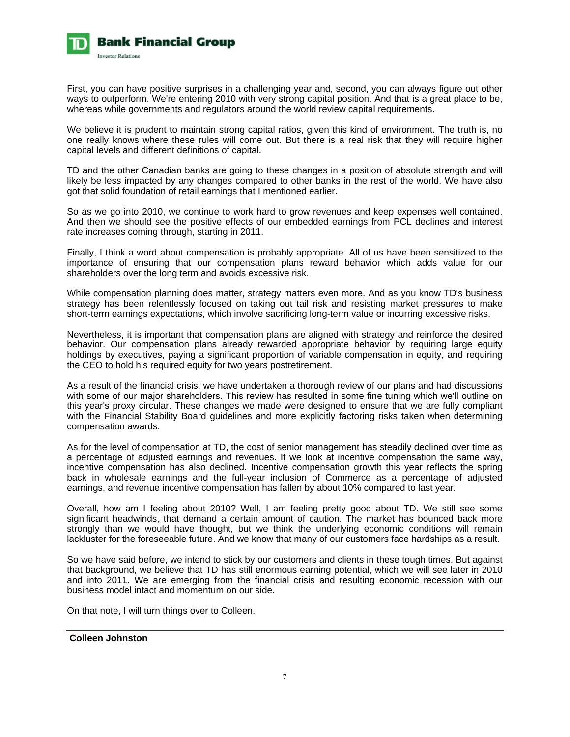First, you can have positive surprises in a challenging year and, second, you can always figure out other ways to outperform. We're entering 2010 with very strong capital position. And that is a great place to be, whereas while governments and regulators around the world review capital requirements.

We believe it is prudent to maintain strong capital ratios, given this kind of environment. The truth is, no one really knows where these rules will come out. But there is a real risk that they will require higher capital levels and different definitions of capital.

TD and the other Canadian banks are going to these changes in a position of absolute strength and will likely be less impacted by any changes compared to other banks in the rest of the world. We have also got that solid foundation of retail earnings that I mentioned earlier.

So as we go into 2010, we continue to work hard to grow revenues and keep expenses well contained. And then we should see the positive effects of our embedded earnings from PCL declines and interest rate increases coming through, starting in 2011.

Finally, I think a word about compensation is probably appropriate. All of us have been sensitized to the importance of ensuring that our compensation plans reward behavior which adds value for our shareholders over the long term and avoids excessive risk.

While compensation planning does matter, strategy matters even more. And as you know TD's business strategy has been relentlessly focused on taking out tail risk and resisting market pressures to make short-term earnings expectations, which involve sacrificing long-term value or incurring excessive risks.

Nevertheless, it is important that compensation plans are aligned with strategy and reinforce the desired behavior. Our compensation plans already rewarded appropriate behavior by requiring large equity holdings by executives, paying a significant proportion of variable compensation in equity, and requiring the CEO to hold his required equity for two years postretirement.

As a result of the financial crisis, we have undertaken a thorough review of our plans and had discussions with some of our major shareholders. This review has resulted in some fine tuning which we'll outline on this year's proxy circular. These changes we made were designed to ensure that we are fully compliant with the Financial Stability Board guidelines and more explicitly factoring risks taken when determining compensation awards.

As for the level of compensation at TD, the cost of senior management has steadily declined over time as a percentage of adjusted earnings and revenues. If we look at incentive compensation the same way, incentive compensation has also declined. Incentive compensation growth this year reflects the spring back in wholesale earnings and the full-year inclusion of Commerce as a percentage of adjusted earnings, and revenue incentive compensation has fallen by about 10% compared to last year.

Overall, how am I feeling about 2010? Well, I am feeling pretty good about TD. We still see some significant headwinds, that demand a certain amount of caution. The market has bounced back more strongly than we would have thought, but we think the underlying economic conditions will remain lackluster for the foreseeable future. And we know that many of our customers face hardships as a result.

So we have said before, we intend to stick by our customers and clients in these tough times. But against that background, we believe that TD has still enormous earning potential, which we will see later in 2010 and into 2011. We are emerging from the financial crisis and resulting economic recession with our business model intact and momentum on our side.

On that note, I will turn things over to Colleen.

---

**Colleen Johnston**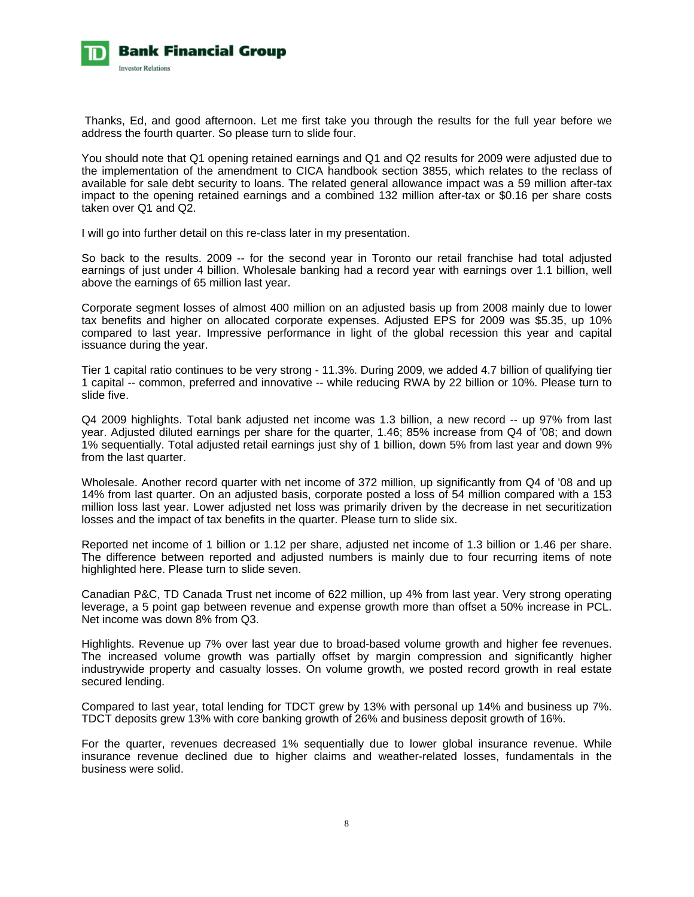Thanks, Ed, and good afternoon. Let me first take you through the results for the full year before we address the fourth quarter. So please turn to slide four.

You should note that Q1 opening retained earnings and Q1 and Q2 results for 2009 were adjusted due to the implementation of the amendment to CICA handbook section 3855, which relates to the reclass of available for sale debt security to loans. The related general allowance impact was a 59 million after-tax impact to the opening retained earnings and a combined 132 million after-tax or $0.16 per share costs taken over Q1 and Q2.

I will go into further detail on this re-class later in my presentation.

So back to the results. 2009 -- for the second year in Toronto our retail franchise had total adjusted earnings of just under 4 billion. Wholesale banking had a record year with earnings over 1.1 billion, well above the earnings of 65 million last year.

Corporate segment losses of almost 400 million on an adjusted basis up from 2008 mainly due to lower tax benefits and higher on allocated corporate expenses. Adjusted EPS for 2009 was $5.35, up 10% compared to last year. Impressive performance in light of the global recession this year and capital issuance during the year.

Tier 1 capital ratio continues to be very strong - 11.3%. During 2009, we added 4.7 billion of qualifying tier 1 capital -- common, preferred and innovative -- while reducing RWA by 22 billion or 10%. Please turn to slide five.

Q4 2009 highlights. Total bank adjusted net income was 1.3 billion, a new record -- up 97% from last year. Adjusted diluted earnings per share for the quarter, 1.46; 85% increase from Q4 of '08; and down 1% sequentially. Total adjusted retail earnings just shy of 1 billion, down 5% from last year and down 9% from the last quarter.

Wholesale. Another record quarter with net income of 372 million, up significantly from Q4 of '08 and up 14% from last quarter. On an adjusted basis, corporate posted a loss of 54 million compared with a 153 million loss last year. Lower adjusted net loss was primarily driven by the decrease in net securitization losses and the impact of tax benefits in the quarter. Please turn to slide six.

Reported net income of 1 billion or 1.12 per share, adjusted net income of 1.3 billion or 1.46 per share. The difference between reported and adjusted numbers is mainly due to four recurring items of note highlighted here. Please turn to slide seven.

Canadian P&C, TD Canada Trust net income of 622 million, up 4% from last year. Very strong operating leverage, a 5 point gap between revenue and expense growth more than offset a 50% increase in PCL. Net income was down 8% from Q3.

Highlights. Revenue up 7% over last year due to broad-based volume growth and higher fee revenues. The increased volume growth was partially offset by margin compression and significantly higher industrywide property and casualty losses. On volume growth, we posted record growth in real estate secured lending.

Compared to last year, total lending for TDCT grew by 13% with personal up 14% and business up 7%. TDCT deposits grew 13% with core banking growth of 26% and business deposit growth of 16%.

For the quarter, revenues decreased 1% sequentially due to lower global insurance revenue. While insurance revenue declined due to higher claims and weather-related losses, fundamentals in the business were solid.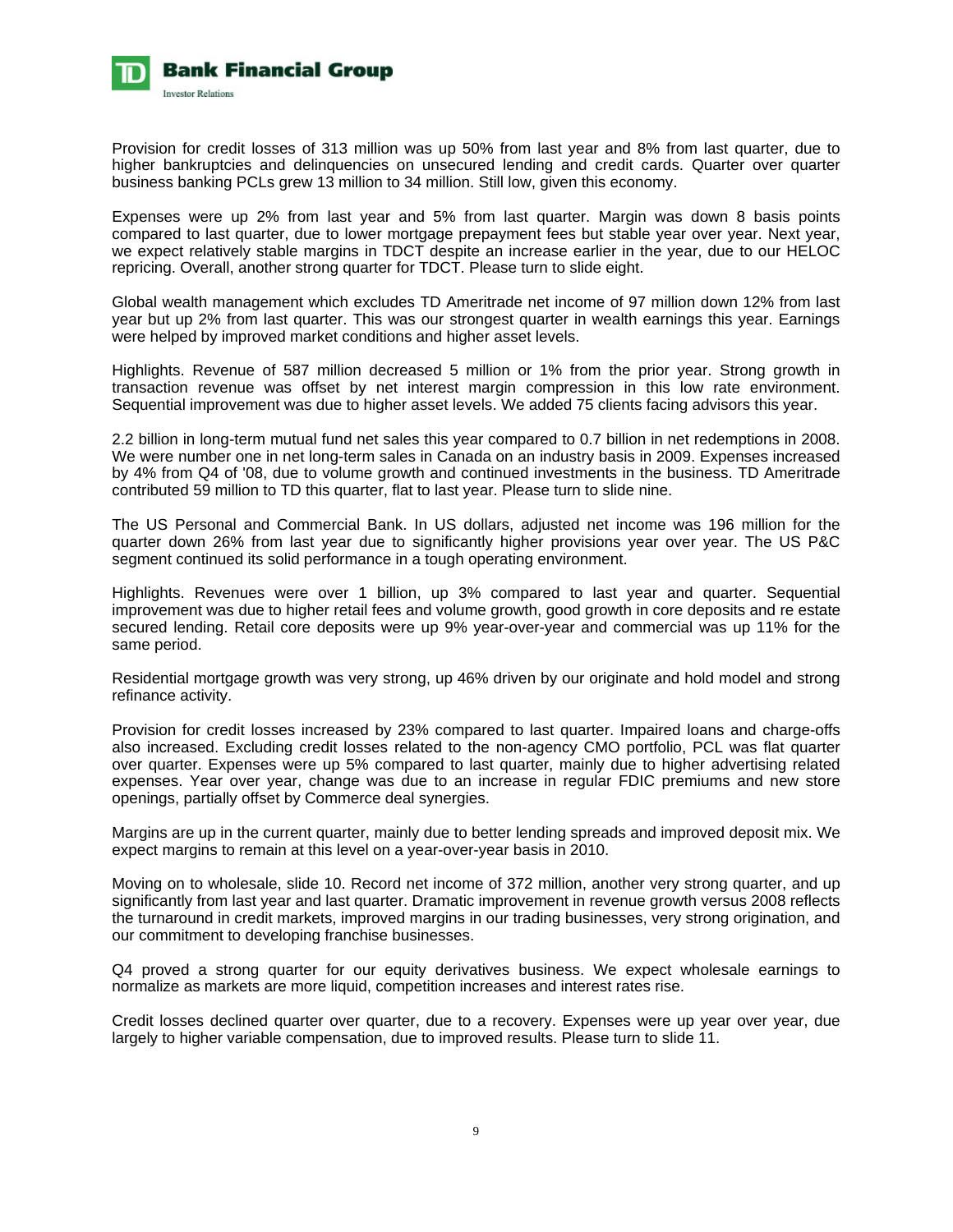Provision for credit losses of 313 million was up 50% from last year and 8% from last quarter, due to higher bankruptcies and delinquencies on unsecured lending and credit cards. Quarter over quarter business banking PCLs grew 13 million to 34 million. Still low, given this economy.

Expenses were up 2% from last year and 5% from last quarter. Margin was down 8 basis points compared to last quarter, due to lower mortgage prepayment fees but stable year over year. Next year, we expect relatively stable margins in TDCT despite an increase earlier in the year, due to our HELOC repricing. Overall, another strong quarter for TDCT. Please turn to slide eight.

Global wealth management which excludes TD Ameritrade net income of 97 million down 12% from last year but up 2% from last quarter. This was our strongest quarter in wealth earnings this year. Earnings were helped by improved market conditions and higher asset levels.

Highlights. Revenue of 587 million decreased 5 million or 1% from the prior year. Strong growth in transaction revenue was offset by net interest margin compression in this low rate environment. Sequential improvement was due to higher asset levels. We added 75 clients facing advisors this year.

2.2 billion in long-term mutual fund net sales this year compared to 0.7 billion in net redemptions in 2008. We were number one in net long-term sales in Canada on an industry basis in 2009. Expenses increased by 4% from Q4 of '08, due to volume growth and continued investments in the business. TD Ameritrade contributed 59 million to TD this quarter, flat to last year. Please turn to slide nine.

The US Personal and Commercial Bank. In US dollars, adjusted net income was 196 million for the quarter down 26% from last year due to significantly higher provisions year over year. The US P&C segment continued its solid performance in a tough operating environment.

Highlights. Revenues were over 1 billion, up 3% compared to last year and quarter. Sequential improvement was due to higher retail fees and volume growth, good growth in core deposits and re estate secured lending. Retail core deposits were up 9% year-over-year and commercial was up 11% for the same period.

Residential mortgage growth was very strong, up 46% driven by our originate and hold model and strong refinance activity.

Provision for credit losses increased by 23% compared to last quarter. Impaired loans and charge-offs also increased. Excluding credit losses related to the non-agency CMO portfolio, PCL was flat quarter over quarter. Expenses were up 5% compared to last quarter, mainly due to higher advertising related expenses. Year over year, change was due to an increase in regular FDIC premiums and new store openings, partially offset by Commerce deal synergies.

Margins are up in the current quarter, mainly due to better lending spreads and improved deposit mix. We expect margins to remain at this level on a year-over-year basis in 2010.

Moving on to wholesale, slide 10. Record net income of 372 million, another very strong quarter, and up significantly from last year and last quarter. Dramatic improvement in revenue growth versus 2008 reflects the turnaround in credit markets, improved margins in our trading businesses, very strong origination, and our commitment to developing franchise businesses.

Q4 proved a strong quarter for our equity derivatives business. We expect wholesale earnings to normalize as markets are more liquid, competition increases and interest rates rise.

Credit losses declined quarter over quarter, due to a recovery. Expenses were up year over year, due largely to higher variable compensation, due to improved results. Please turn to slide 11.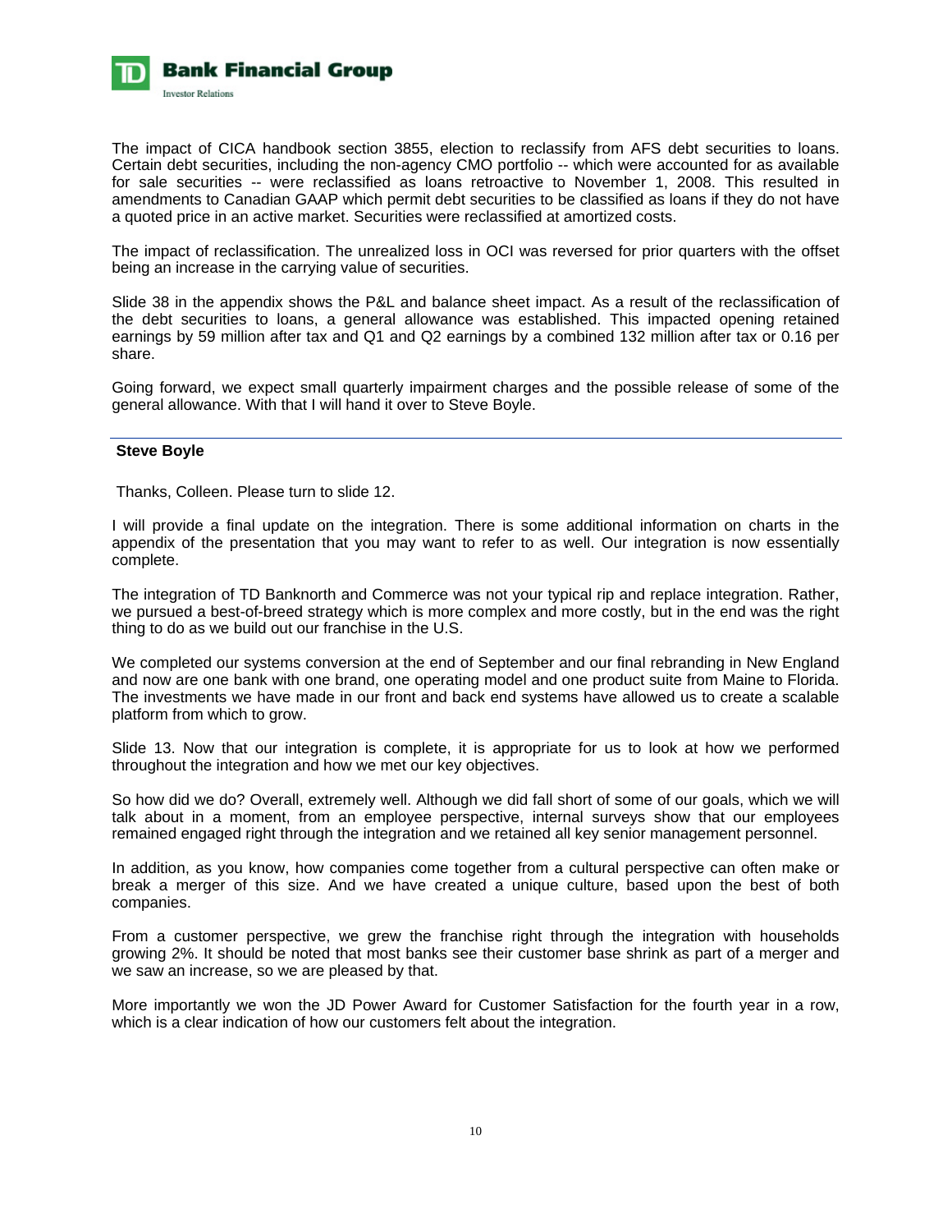The impact of CICA handbook section 3855, election to reclassify from AFS debt securities to loans. Certain debt securities, including the non-agency CMO portfolio -- which were accounted for as available for sale securities -- were reclassified as loans retroactive to November 1, 2008. This resulted in amendments to Canadian GAAP which permit debt securities to be classified as loans if they do not have a quoted price in an active market. Securities were reclassified at amortized costs.

The impact of reclassification. The unrealized loss in OCI was reversed for prior quarters with the offset being an increase in the carrying value of securities.

Slide 38 in the appendix shows the P&L and balance sheet impact. As a result of the reclassification of the debt securities to loans, a general allowance was established. This impacted opening retained earnings by 59 million after tax and Q1 and Q2 earnings by a combined 132 million after tax or 0.16 per share.

Going forward, we expect small quarterly impairment charges and the possible release of some of the general allowance. With that I will hand it over to Steve Boyle.

---

**Steve Boyle**

Thanks, Colleen. Please turn to slide 12.

I will provide a final update on the integration. There is some additional information on charts in the appendix of the presentation that you may want to refer to as well. Our integration is now essentially complete.

The integration of TD Banknorth and Commerce was not your typical rip and replace integration. Rather, we pursued a best-of-breed strategy which is more complex and more costly, but in the end was the right thing to do as we build out our franchise in the U.S.

We completed our systems conversion at the end of September and our final rebranding in New England and now are one bank with one brand, one operating model and one product suite from Maine to Florida. The investments we have made in our front and back end systems have allowed us to create a scalable platform from which to grow.

Slide 13. Now that our integration is complete, it is appropriate for us to look at how we performed throughout the integration and how we met our key objectives.

So how did we do? Overall, extremely well. Although we did fall short of some of our goals, which we will talk about in a moment, from an employee perspective, internal surveys show that our employees remained engaged right through the integration and we retained all key senior management personnel.

In addition, as you know, how companies come together from a cultural perspective can often make or break a merger of this size. And we have created a unique culture, based upon the best of both companies.

From a customer perspective, we grew the franchise right through the integration with households growing 2%. It should be noted that most banks see their customer base shrink as part of a merger and we saw an increase, so we are pleased by that.

More importantly we won the JD Power Award for Customer Satisfaction for the fourth year in a row, which is a clear indication of how our customers felt about the integration.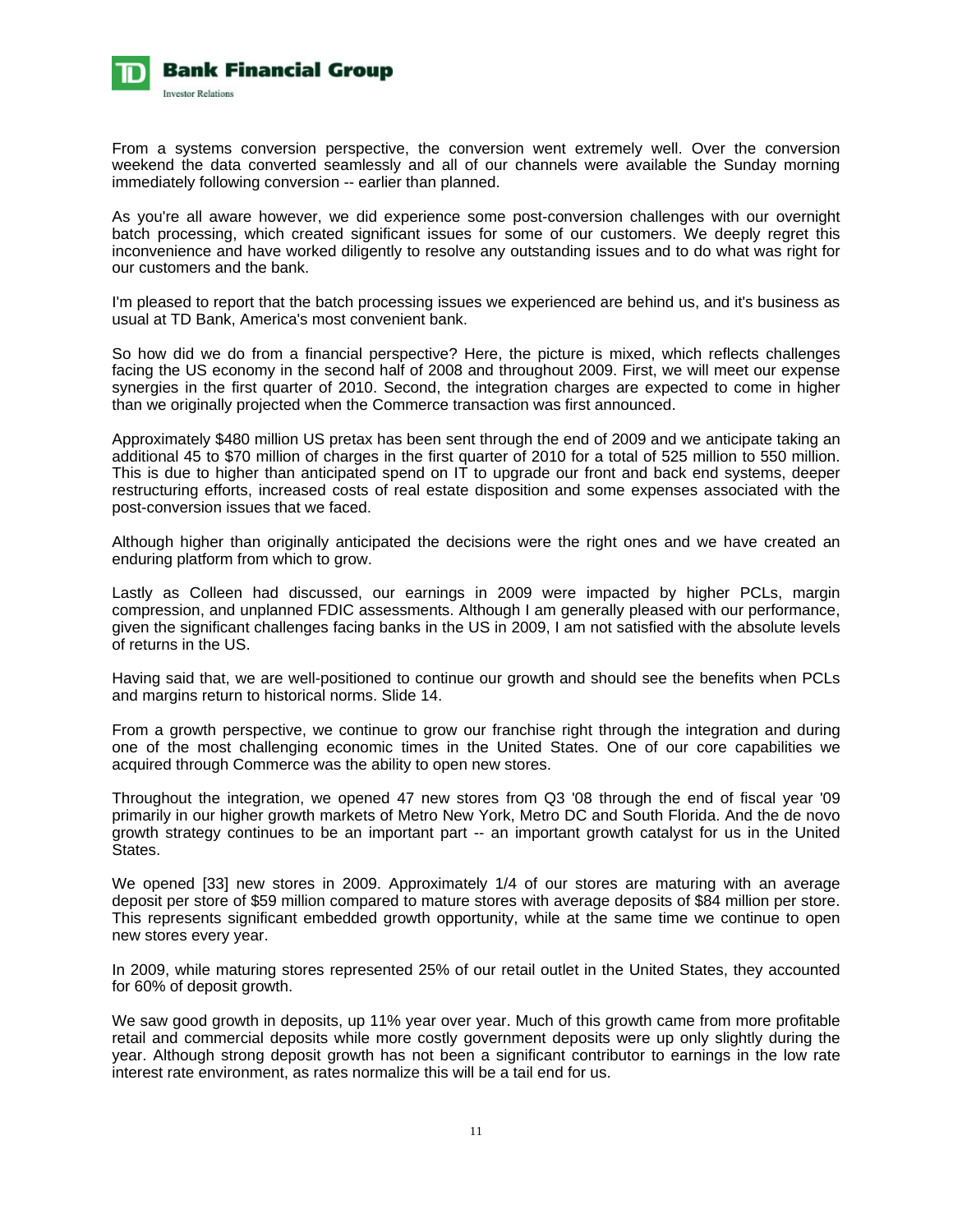From a systems conversion perspective, the conversion went extremely well. Over the conversion weekend the data converted seamlessly and all of our channels were available the Sunday morning immediately following conversion -- earlier than planned.

As you're all aware however, we did experience some post-conversion challenges with our overnight batch processing, which created significant issues for some of our customers. We deeply regret this inconvenience and have worked diligently to resolve any outstanding issues and to do what was right for our customers and the bank.

I'm pleased to report that the batch processing issues we experienced are behind us, and it's business as usual at TD Bank, America's most convenient bank.

So how did we do from a financial perspective? Here, the picture is mixed, which reflects challenges facing the US economy in the second half of 2008 and throughout 2009. First, we will meet our expense synergies in the first quarter of 2010. Second, the integration charges are expected to come in higher than we originally projected when the Commerce transaction was first announced.

Approximately $480 million US pretax has been sent through the end of 2009 and we anticipate taking an additional 45 to $70 million of charges in the first quarter of 2010 for a total of 525 million to 550 million. This is due to higher than anticipated spend on IT to upgrade our front and back end systems, deeper restructuring efforts, increased costs of real estate disposition and some expenses associated with the post-conversion issues that we faced.

Although higher than originally anticipated the decisions were the right ones and we have created an enduring platform from which to grow.

Lastly as Colleen had discussed, our earnings in 2009 were impacted by higher PCLs, margin compression, and unplanned FDIC assessments. Although I am generally pleased with our performance, given the significant challenges facing banks in the US in 2009, I am not satisfied with the absolute levels of returns in the US.

Having said that, we are well-positioned to continue our growth and should see the benefits when PCLs and margins return to historical norms. Slide 14.

From a growth perspective, we continue to grow our franchise right through the integration and during one of the most challenging economic times in the United States. One of our core capabilities we acquired through Commerce was the ability to open new stores.

Throughout the integration, we opened 47 new stores from Q3 '08 through the end of fiscal year '09 primarily in our higher growth markets of Metro New York, Metro DC and South Florida. And the de novo growth strategy continues to be an important part -- an important growth catalyst for us in the United States.

We opened [33] new stores in 2009. Approximately 1/4 of our stores are maturing with an average deposit per store of $59 million compared to mature stores with average deposits of $84 million per store. This represents significant embedded growth opportunity, while at the same time we continue to open new stores every year.

In 2009, while maturing stores represented 25% of our retail outlet in the United States, they accounted for 60% of deposit growth.

We saw good growth in deposits, up 11% year over year. Much of this growth came from more profitable retail and commercial deposits while more costly government deposits were up only slightly during the year. Although strong deposit growth has not been a significant contributor to earnings in the low rate interest rate environment, as rates normalize this will be a tail end for us.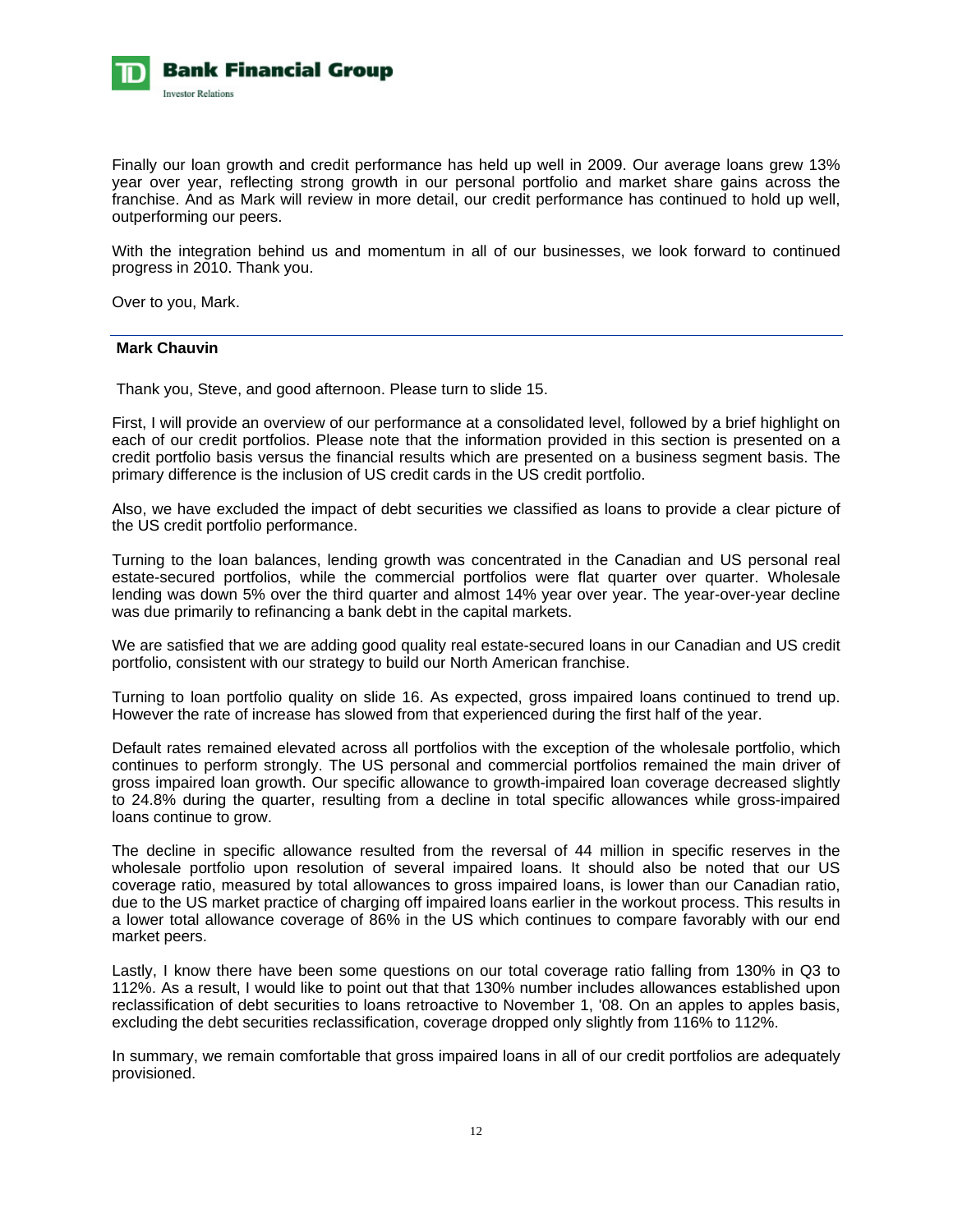Finally our loan growth and credit performance has held up well in 2009. Our average loans grew 13% year over year, reflecting strong growth in our personal portfolio and market share gains across the franchise. And as Mark will review in more detail, our credit performance has continued to hold up well, outperforming our peers.

With the integration behind us and momentum in all of our businesses, we look forward to continued progress in 2010. Thank you.

Over to you, Mark.

**Mark Chauvin**

Thank you, Steve, and good afternoon. Please turn to slide 15.

First, I will provide an overview of our performance at a consolidated level, followed by a brief highlight on each of our credit portfolios. Please note that the information provided in this section is presented on a credit portfolio basis versus the financial results which are presented on a business segment basis. The primary difference is the inclusion of US credit cards in the US credit portfolio.

Also, we have excluded the impact of debt securities we classified as loans to provide a clear picture of the US credit portfolio performance.

Turning to the loan balances, lending growth was concentrated in the Canadian and US personal real estate-secured portfolios, while the commercial portfolios were flat quarter over quarter. Wholesale lending was down 5% over the third quarter and almost 14% year over year. The year-over-year decline was due primarily to refinancing a bank debt in the capital markets.

We are satisfied that we are adding good quality real estate-secured loans in our Canadian and US credit portfolio, consistent with our strategy to build our North American franchise.

Turning to loan portfolio quality on slide 16. As expected, gross impaired loans continued to trend up. However the rate of increase has slowed from that experienced during the first half of the year.

Default rates remained elevated across all portfolios with the exception of the wholesale portfolio, which continues to perform strongly. The US personal and commercial portfolios remained the main driver of gross impaired loan growth. Our specific allowance to growth-impaired loan coverage decreased slightly to 24.8% during the quarter, resulting from a decline in total specific allowances while gross-impaired loans continue to grow.

The decline in specific allowance resulted from the reversal of 44 million in specific reserves in the wholesale portfolio upon resolution of several impaired loans. It should also be noted that our US coverage ratio, measured by total allowances to gross impaired loans, is lower than our Canadian ratio, due to the US market practice of charging off impaired loans earlier in the workout process. This results in a lower total allowance coverage of 86% in the US which continues to compare favorably with our end market peers.

Lastly, I know there have been some questions on our total coverage ratio falling from 130% in Q3 to 112%. As a result, I would like to point out that that 130% number includes allowances established upon reclassification of debt securities to loans retroactive to November 1, '08. On an apples to apples basis, excluding the debt securities reclassification, coverage dropped only slightly from 116% to 112%.

In summary, we remain comfortable that gross impaired loans in all of our credit portfolios are adequately provisioned.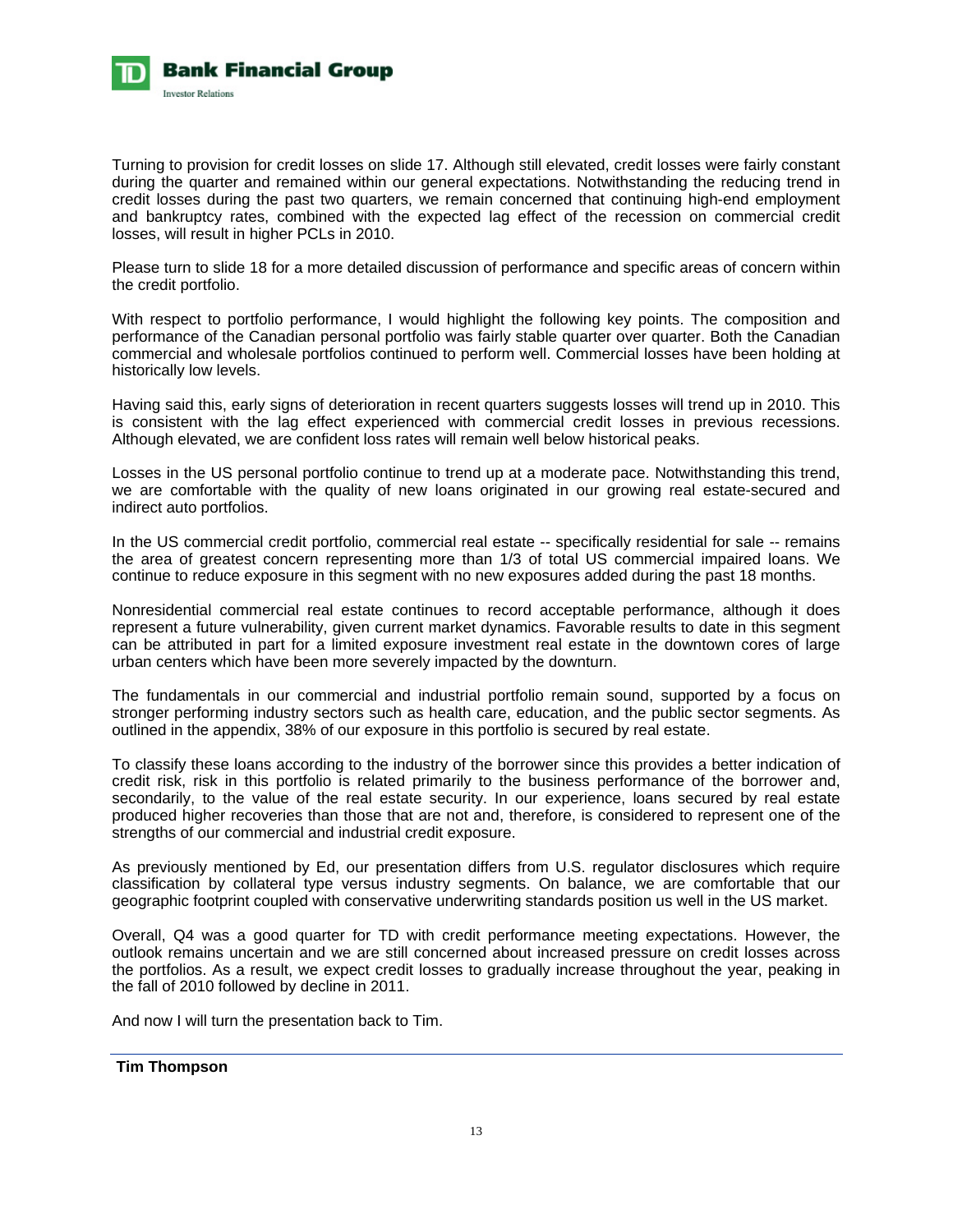Turning to provision for credit losses on slide 17. Although still elevated, credit losses were fairly constant during the quarter and remained within our general expectations. Notwithstanding the reducing trend in credit losses during the past two quarters, we remain concerned that continuing high-end employment and bankruptcy rates, combined with the expected lag effect of the recession on commercial credit losses, will result in higher PCLs in 2010.

Please turn to slide 18 for a more detailed discussion of performance and specific areas of concern within the credit portfolio.

With respect to portfolio performance, I would highlight the following key points. The composition and performance of the Canadian personal portfolio was fairly stable quarter over quarter. Both the Canadian commercial and wholesale portfolios continued to perform well. Commercial losses have been holding at historically low levels.

Having said this, early signs of deterioration in recent quarters suggests losses will trend up in 2010. This is consistent with the lag effect experienced with commercial credit losses in previous recessions. Although elevated, we are confident loss rates will remain well below historical peaks.

Losses in the US personal portfolio continue to trend up at a moderate pace. Notwithstanding this trend, we are comfortable with the quality of new loans originated in our growing real estate-secured and indirect auto portfolios.

In the US commercial credit portfolio, commercial real estate -- specifically residential for sale -- remains the area of greatest concern representing more than 1/3 of total US commercial impaired loans. We continue to reduce exposure in this segment with no new exposures added during the past 18 months.

Nonresidential commercial real estate continues to record acceptable performance, although it does represent a future vulnerability, given current market dynamics. Favorable results to date in this segment can be attributed in part for a limited exposure investment real estate in the downtown cores of large urban centers which have been more severely impacted by the downturn.

The fundamentals in our commercial and industrial portfolio remain sound, supported by a focus on stronger performing industry sectors such as health care, education, and the public sector segments. As outlined in the appendix, 38% of our exposure in this portfolio is secured by real estate.

To classify these loans according to the industry of the borrower since this provides a better indication of credit risk, risk in this portfolio is related primarily to the business performance of the borrower and, secondarily, to the value of the real estate security. In our experience, loans secured by real estate produced higher recoveries than those that are not and, therefore, is considered to represent one of the strengths of our commercial and industrial credit exposure.

As previously mentioned by Ed, our presentation differs from U.S. regulator disclosures which require classification by collateral type versus industry segments. On balance, we are comfortable that our geographic footprint coupled with conservative underwriting standards position us well in the US market.

Overall, Q4 was a good quarter for TD with credit performance meeting expectations. However, the outlook remains uncertain and we are still concerned about increased pressure on credit losses across the portfolios. As a result, we expect credit losses to gradually increase throughout the year, peaking in the fall of 2010 followed by decline in 2011.

And now I will turn the presentation back to Tim.

---

**Tim Thompson**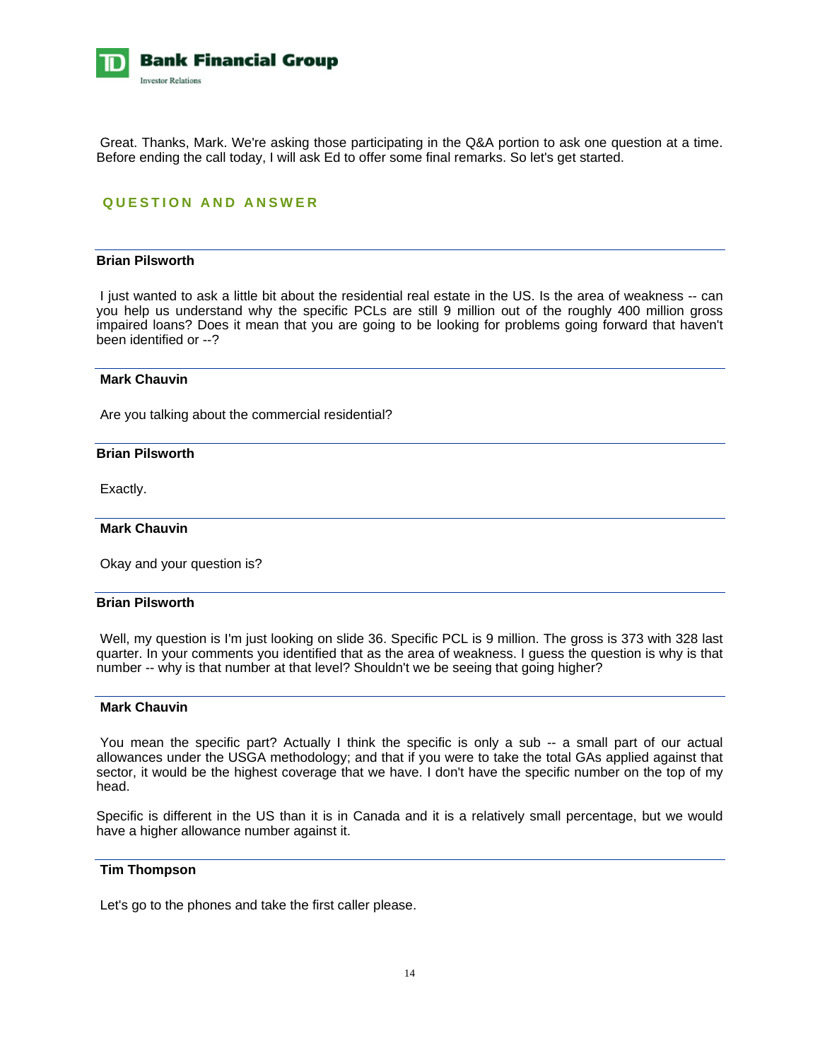Great. Thanks, Mark. We're asking those participating in the Q&A portion to ask one question at a time. Before ending the call today, I will ask Ed to offer some final remarks. So let's get started.

## QUESTION AND ANSWER

---

**Brian Pilsworth**

I just wanted to ask a little bit about the residential real estate in the US. Is the area of weakness -- can you help us understand why the specific PCLs are still 9 million out of the roughly 400 million gross impaired loans? Does it mean that you are going to be looking for problems going forward that haven't been identified or --?

---

**Mark Chauvin**

Are you talking about the commercial residential?

---

**Brian Pilsworth**

Exactly.

---

**Mark Chauvin**

Okay and your question is?

---

**Brian Pilsworth**

Well, my question is I'm just looking on slide 36. Specific PCL is 9 million. The gross is 373 with 328 last quarter. In your comments you identified that as the area of weakness. I guess the question is why is that number -- why is that number at that level? Shouldn't we be seeing that going higher?

---

**Mark Chauvin**

You mean the specific part? Actually I think the specific is only a sub -- a small part of our actual allowances under the USGA methodology; and that if you were to take the total GAs applied against that sector, it would be the highest coverage that we have. I don't have the specific number on the top of my head.

Specific is different in the US than it is in Canada and it is a relatively small percentage, but we would have a higher allowance number against it.

---

**Tim Thompson**

Let's go to the phones and take the first caller please.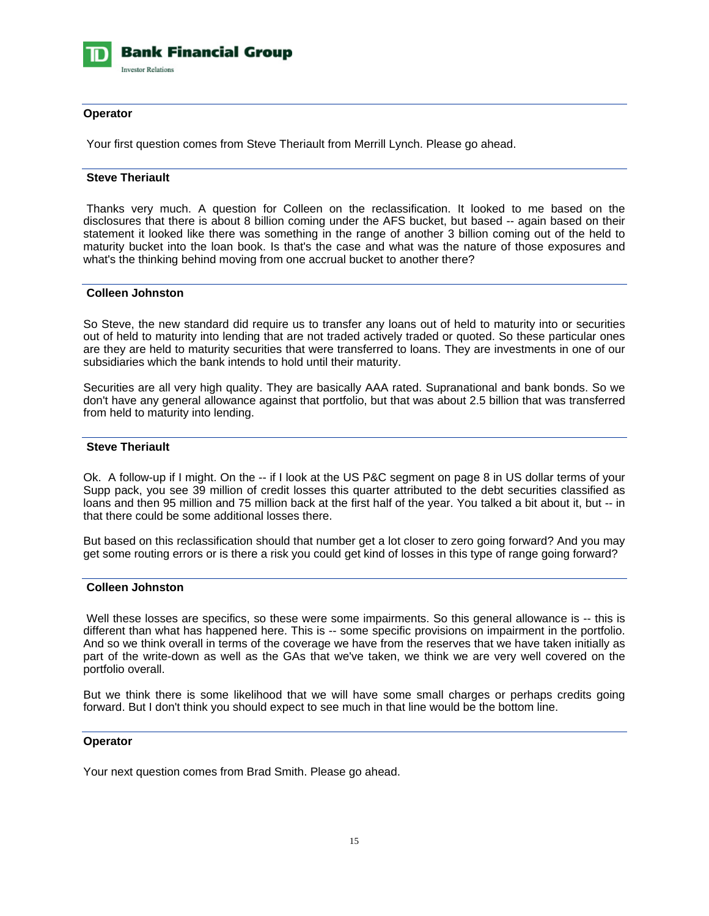**Operator**

Your first question comes from Steve Theriault from Merrill Lynch. Please go ahead.

**Steve Theriault**

Thanks very much. A question for Colleen on the reclassification. It looked to me based on the disclosures that there is about 8 billion coming under the AFS bucket, but based -- again based on their statement it looked like there was something in the range of another 3 billion coming out of the held to maturity bucket into the loan book. Is that's the case and what was the nature of those exposures and what's the thinking behind moving from one accrual bucket to another there?

**Colleen Johnston**

So Steve, the new standard did require us to transfer any loans out of held to maturity into or securities out of held to maturity into lending that are not traded actively traded or quoted. So these particular ones are they are held to maturity securities that were transferred to loans. They are investments in one of our subsidiaries which the bank intends to hold until their maturity.

Securities are all very high quality. They are basically AAA rated. Supranational and bank bonds. So we don't have any general allowance against that portfolio, but that was about 2.5 billion that was transferred from held to maturity into lending.

**Steve Theriault**

Ok. A follow-up if I might. On the -- if I look at the US P&C segment on page 8 in US dollar terms of your Supp pack, you see 39 million of credit losses this quarter attributed to the debt securities classified as loans and then 95 million and 75 million back at the first half of the year. You talked a bit about it, but -- in that there could be some additional losses there.

But based on this reclassification should that number get a lot closer to zero going forward? And you may get some routing errors or is there a risk you could get kind of losses in this type of range going forward?

**Colleen Johnston**

Well these losses are specifics, so these were some impairments. So this general allowance is -- this is different than what has happened here. This is -- some specific provisions on impairment in the portfolio. And so we think overall in terms of the coverage we have from the reserves that we have taken initially as part of the write-down as well as the GAs that we've taken, we think we are very well covered on the portfolio overall.

But we think there is some likelihood that we will have some small charges or perhaps credits going forward. But I don't think you should expect to see much in that line would be the bottom line.

**Operator**

Your next question comes from Brad Smith. Please go ahead.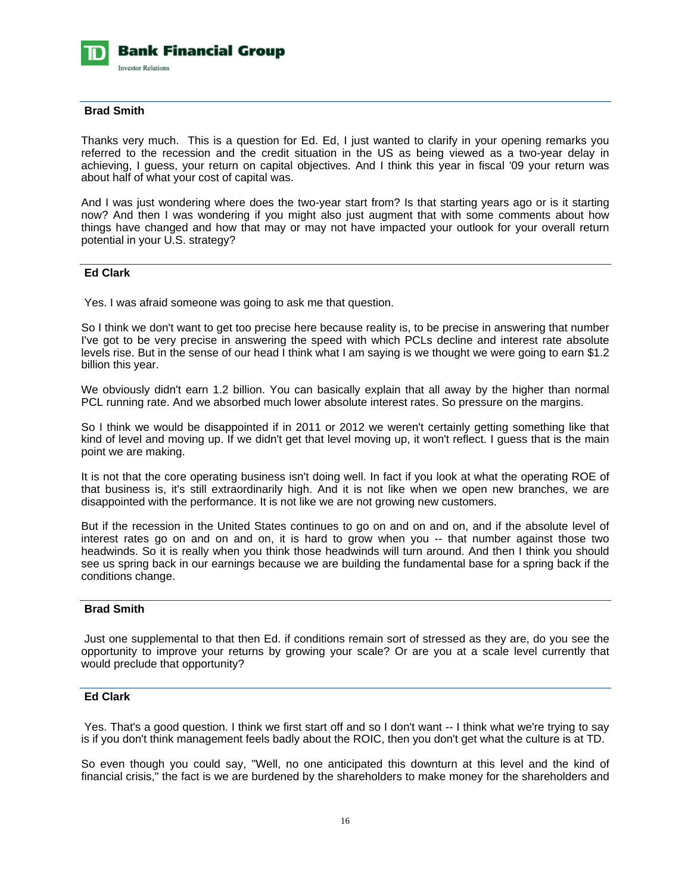**Brad Smith**

Thanks very much. This is a question for Ed. Ed, I just wanted to clarify in your opening remarks you referred to the recession and the credit situation in the US as being viewed as a two-year delay in achieving, I guess, your return on capital objectives. And I think this year in fiscal '09 your return was about half of what your cost of capital was.

And I was just wondering where does the two-year start from? Is that starting years ago or is it starting now? And then I was wondering if you might also just augment that with some comments about how things have changed and how that may or may not have impacted your outlook for your overall return potential in your U.S. strategy?

**Ed Clark**

Yes. I was afraid someone was going to ask me that question.

So I think we don't want to get too precise here because reality is, to be precise in answering that number I've got to be very precise in answering the speed with which PCLs decline and interest rate absolute levels rise. But in the sense of our head I think what I am saying is we thought we were going to earn $1.2 billion this year.

We obviously didn't earn 1.2 billion. You can basically explain that all away by the higher than normal PCL running rate. And we absorbed much lower absolute interest rates. So pressure on the margins.

So I think we would be disappointed if in 2011 or 2012 we weren't certainly getting something like that kind of level and moving up. If we didn't get that level moving up, it won't reflect. I guess that is the main point we are making.

It is not that the core operating business isn't doing well. In fact if you look at what the operating ROE of that business is, it's still extraordinarily high. And it is not like when we open new branches, we are disappointed with the performance. It is not like we are not growing new customers.

But if the recession in the United States continues to go on and on and on, and if the absolute level of interest rates go on and on and on, it is hard to grow when you -- that number against those two headwinds. So it is really when you think those headwinds will turn around. And then I think you should see us spring back in our earnings because we are building the fundamental base for a spring back if the conditions change.

**Brad Smith**

Just one supplemental to that then Ed. if conditions remain sort of stressed as they are, do you see the opportunity to improve your returns by growing your scale? Or are you at a scale level currently that would preclude that opportunity?

**Ed Clark**

Yes. That's a good question. I think we first start off and so I don't want -- I think what we're trying to say is if you don't think management feels badly about the ROIC, then you don't get what the culture is at TD.

So even though you could say, "Well, no one anticipated this downturn at this level and the kind of financial crisis," the fact is we are burdened by the shareholders to make money for the shareholders and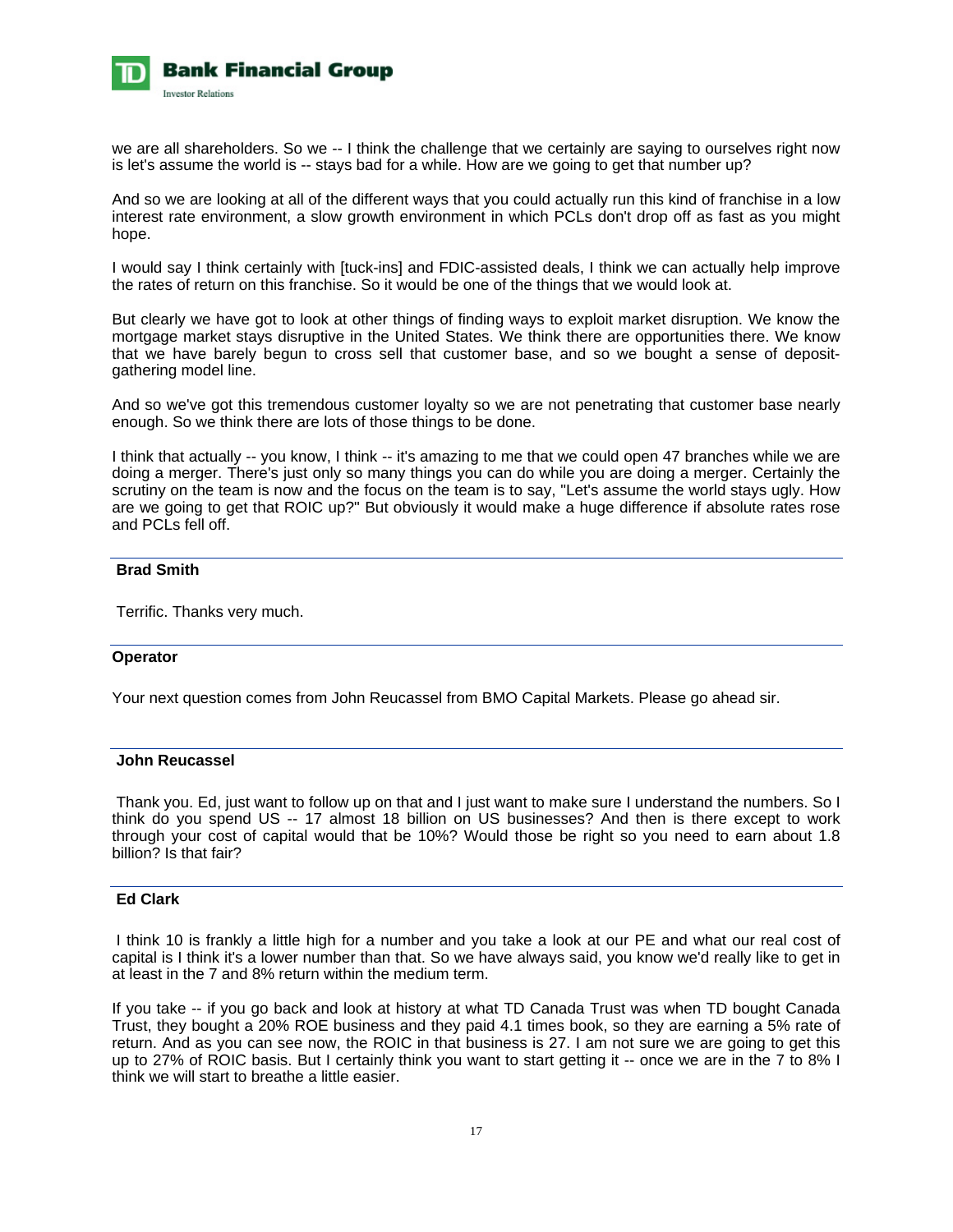we are all shareholders. So we -- I think the challenge that we certainly are saying to ourselves right now is let's assume the world is -- stays bad for a while. How are we going to get that number up?

And so we are looking at all of the different ways that you could actually run this kind of franchise in a low interest rate environment, a slow growth environment in which PCLs don't drop off as fast as you might hope.

I would say I think certainly with [tuck-ins] and FDIC-assisted deals, I think we can actually help improve the rates of return on this franchise. So it would be one of the things that we would look at.

But clearly we have got to look at other things of finding ways to exploit market disruption. We know the mortgage market stays disruptive in the United States. We think there are opportunities there. We know that we have barely begun to cross sell that customer base, and so we bought a sense of deposit-gathering model line.

And so we've got this tremendous customer loyalty so we are not penetrating that customer base nearly enough. So we think there are lots of those things to be done.

I think that actually -- you know, I think -- it's amazing to me that we could open 47 branches while we are doing a merger. There's just only so many things you can do while you are doing a merger. Certainly the scrutiny on the team is now and the focus on the team is to say, "Let's assume the world stays ugly. How are we going to get that ROIC up?" But obviously it would make a huge difference if absolute rates rose and PCLs fell off.

---

**Brad Smith**

Terrific. Thanks very much.

---

**Operator**

Your next question comes from John Reucassel from BMO Capital Markets. Please go ahead sir.

---

**John Reucassel**

Thank you. Ed, just want to follow up on that and I just want to make sure I understand the numbers. So I think do you spend US -- 17 almost 18 billion on US businesses? And then is there except to work through your cost of capital would that be 10%? Would those be right so you need to earn about 1.8 billion? Is that fair?

---

**Ed Clark**

I think 10 is frankly a little high for a number and you take a look at our PE and what our real cost of capital is I think it's a lower number than that. So we have always said, you know we'd really like to get in at least in the 7 and 8% return within the medium term.

If you take -- if you go back and look at history at what TD Canada Trust was when TD bought Canada Trust, they bought a 20% ROE business and they paid 4.1 times book, so they are earning a 5% rate of return. And as you can see now, the ROIC in that business is 27. I am not sure we are going to get this up to 27% of ROIC basis. But I certainly think you want to start getting it -- once we are in the 7 to 8% I think we will start to breathe a little easier.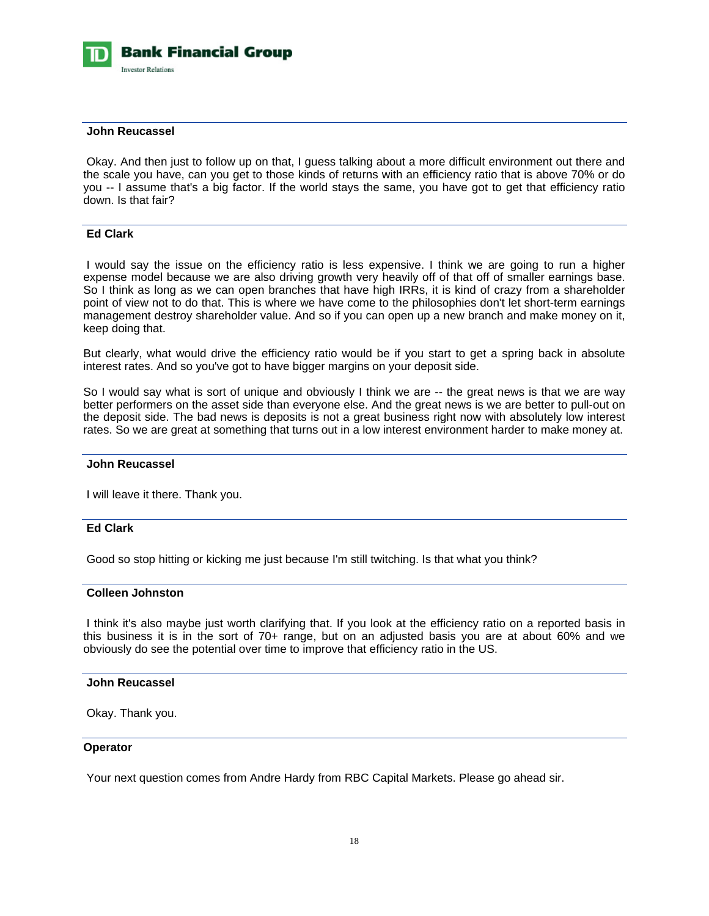**John Reucassel**

Okay. And then just to follow up on that, I guess talking about a more difficult environment out there and the scale you have, can you get to those kinds of returns with an efficiency ratio that is above 70% or do you -- I assume that's a big factor. If the world stays the same, you have got to get that efficiency ratio down. Is that fair?

**Ed Clark**

I would say the issue on the efficiency ratio is less expensive. I think we are going to run a higher expense model because we are also driving growth very heavily off of that off of smaller earnings base. So I think as long as we can open branches that have high IRRs, it is kind of crazy from a shareholder point of view not to do that. This is where we have come to the philosophies don't let short-term earnings management destroy shareholder value. And so if you can open up a new branch and make money on it, keep doing that.

But clearly, what would drive the efficiency ratio would be if you start to get a spring back in absolute interest rates. And so you've got to have bigger margins on your deposit side.

So I would say what is sort of unique and obviously I think we are -- the great news is that we are way better performers on the asset side than everyone else. And the great news is we are better to pull-out on the deposit side. The bad news is deposits is not a great business right now with absolutely low interest rates. So we are great at something that turns out in a low interest environment harder to make money at.

**John Reucassel**

I will leave it there. Thank you.

**Ed Clark**

Good so stop hitting or kicking me just because I'm still twitching. Is that what you think?

**Colleen Johnston**

I think it's also maybe just worth clarifying that. If you look at the efficiency ratio on a reported basis in this business it is in the sort of 70+ range, but on an adjusted basis you are at about 60% and we obviously do see the potential over time to improve that efficiency ratio in the US.

**John Reucassel**

Okay. Thank you.

**Operator**

Your next question comes from Andre Hardy from RBC Capital Markets. Please go ahead sir.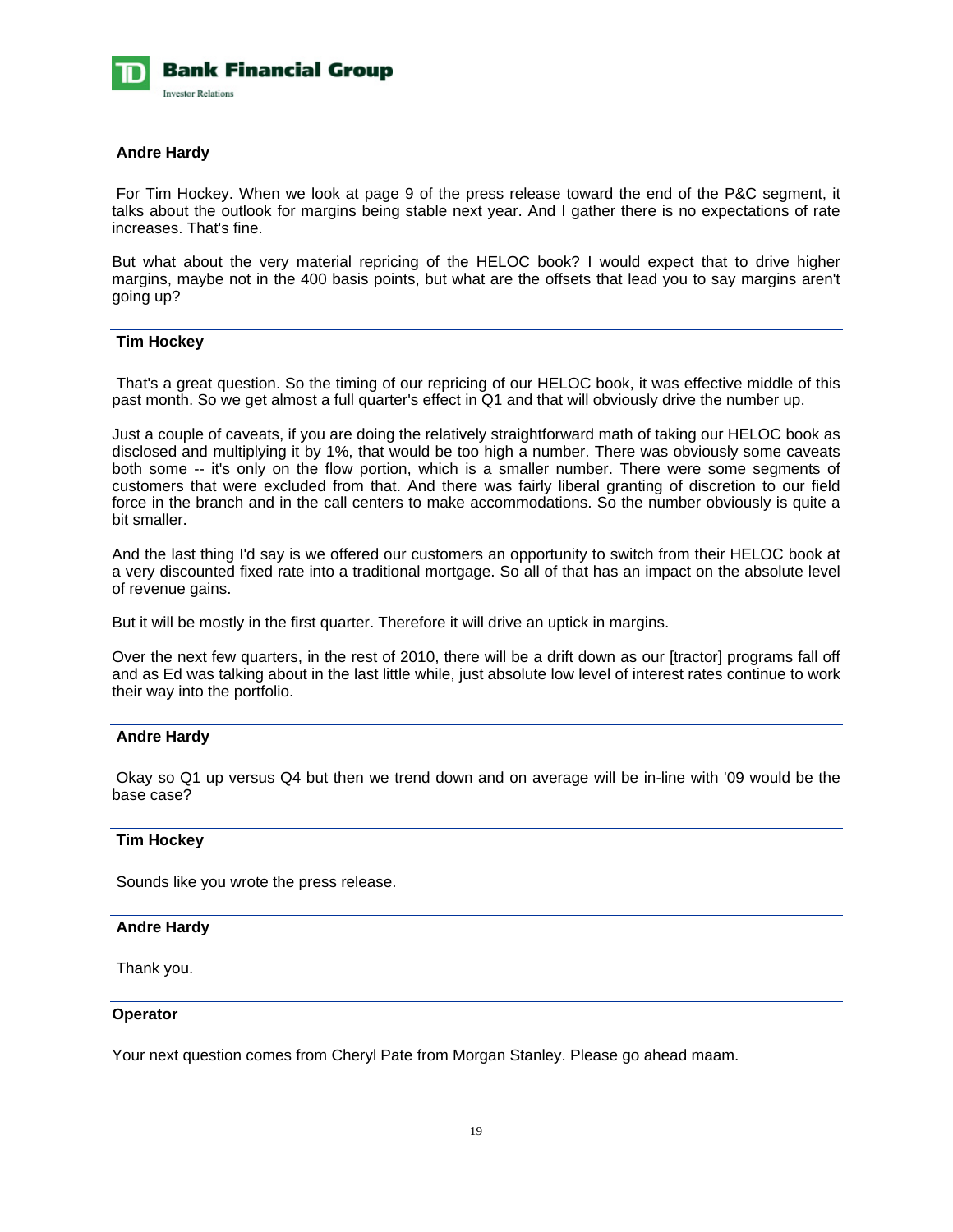**Andre Hardy**

For Tim Hockey. When we look at page 9 of the press release toward the end of the P&C segment, it talks about the outlook for margins being stable next year. And I gather there is no expectations of rate increases. That's fine.

But what about the very material repricing of the HELOC book? I would expect that to drive higher margins, maybe not in the 400 basis points, but what are the offsets that lead you to say margins aren't going up?

**Tim Hockey**

That's a great question. So the timing of our repricing of our HELOC book, it was effective middle of this past month. So we get almost a full quarter's effect in Q1 and that will obviously drive the number up.

Just a couple of caveats, if you are doing the relatively straightforward math of taking our HELOC book as disclosed and multiplying it by 1%, that would be too high a number. There was obviously some caveats both some -- it's only on the flow portion, which is a smaller number. There were some segments of customers that were excluded from that. And there was fairly liberal granting of discretion to our field force in the branch and in the call centers to make accommodations. So the number obviously is quite a bit smaller.

And the last thing I'd say is we offered our customers an opportunity to switch from their HELOC book at a very discounted fixed rate into a traditional mortgage. So all of that has an impact on the absolute level of revenue gains.

But it will be mostly in the first quarter. Therefore it will drive an uptick in margins.

Over the next few quarters, in the rest of 2010, there will be a drift down as our [tractor] programs fall off and as Ed was talking about in the last little while, just absolute low level of interest rates continue to work their way into the portfolio.

**Andre Hardy**

Okay so Q1 up versus Q4 but then we trend down and on average will be in-line with '09 would be the base case?

**Tim Hockey**

Sounds like you wrote the press release.

**Andre Hardy**

Thank you.

**Operator**

Your next question comes from Cheryl Pate from Morgan Stanley. Please go ahead maam.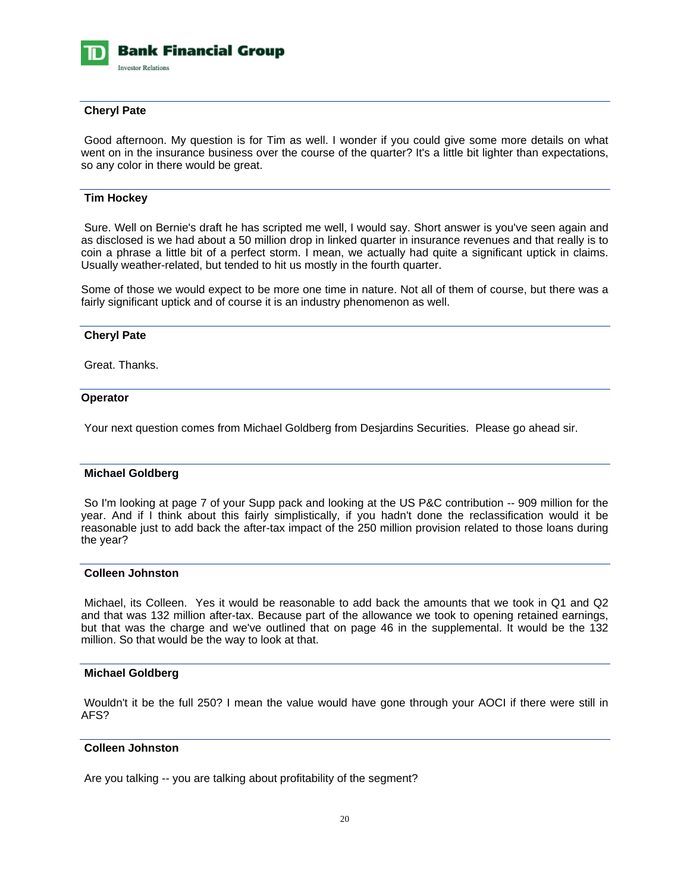**Cheryl Pate**

Good afternoon. My question is for Tim as well. I wonder if you could give some more details on what went on in the insurance business over the course of the quarter? It's a little bit lighter than expectations, so any color in there would be great.

**Tim Hockey**

Sure. Well on Bernie's draft he has scripted me well, I would say. Short answer is you've seen again and as disclosed is we had about a 50 million drop in linked quarter in insurance revenues and that really is to coin a phrase a little bit of a perfect storm. I mean, we actually had quite a significant uptick in claims. Usually weather-related, but tended to hit us mostly in the fourth quarter.

Some of those we would expect to be more one time in nature. Not all of them of course, but there was a fairly significant uptick and of course it is an industry phenomenon as well.

**Cheryl Pate**

Great. Thanks.

**Operator**

Your next question comes from Michael Goldberg from Desjardins Securities. Please go ahead sir.

**Michael Goldberg**

So I'm looking at page 7 of your Supp pack and looking at the US P&C contribution -- 909 million for the year. And if I think about this fairly simplistically, if you hadn't done the reclassification would it be reasonable just to add back the after-tax impact of the 250 million provision related to those loans during the year?

**Colleen Johnston**

Michael, its Colleen. Yes it would be reasonable to add back the amounts that we took in Q1 and Q2 and that was 132 million after-tax. Because part of the allowance we took to opening retained earnings, but that was the charge and we've outlined that on page 46 in the supplemental. It would be the 132 million. So that would be the way to look at that.

**Michael Goldberg**

Wouldn't it be the full 250? I mean the value would have gone through your AOCI if there were still in AFS?

**Colleen Johnston**

Are you talking -- you are talking about profitability of the segment?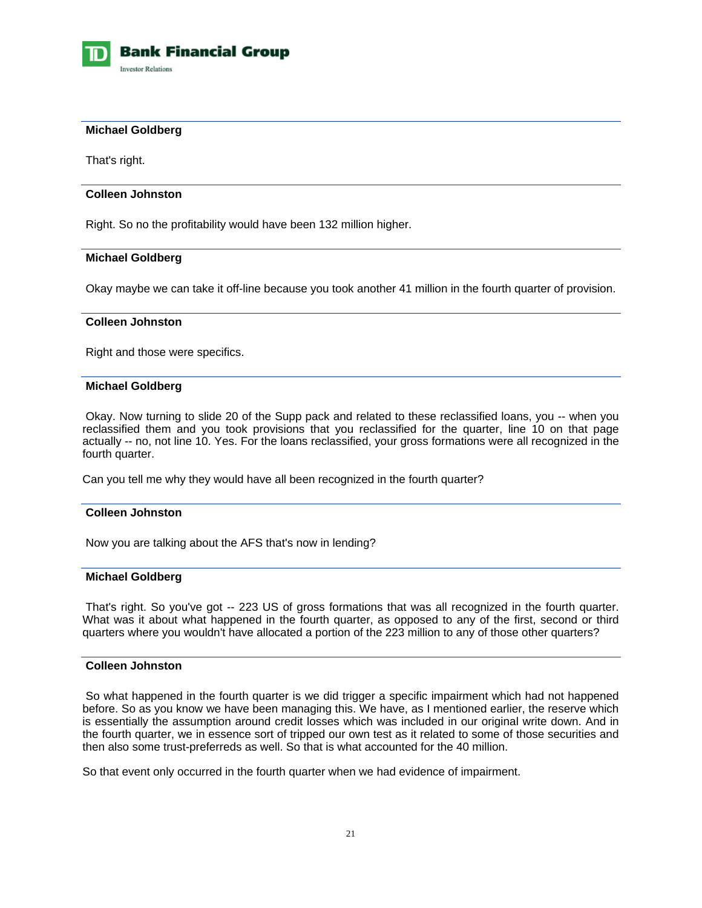**Michael Goldberg**

That's right.

**Colleen Johnston**

Right. So no the profitability would have been 132 million higher.

**Michael Goldberg**

Okay maybe we can take it off-line because you took another 41 million in the fourth quarter of provision.

**Colleen Johnston**

Right and those were specifics.

**Michael Goldberg**

Okay. Now turning to slide 20 of the Supp pack and related to these reclassified loans, you -- when you reclassified them and you took provisions that you reclassified for the quarter, line 10 on that page actually -- no, not line 10. Yes. For the loans reclassified, your gross formations were all recognized in the fourth quarter.

Can you tell me why they would have all been recognized in the fourth quarter?

**Colleen Johnston**

Now you are talking about the AFS that's now in lending?

**Michael Goldberg**

That's right. So you've got -- 223 US of gross formations that was all recognized in the fourth quarter. What was it about what happened in the fourth quarter, as opposed to any of the first, second or third quarters where you wouldn't have allocated a portion of the 223 million to any of those other quarters?

**Colleen Johnston**

So what happened in the fourth quarter is we did trigger a specific impairment which had not happened before. So as you know we have been managing this. We have, as I mentioned earlier, the reserve which is essentially the assumption around credit losses which was included in our original write down. And in the fourth quarter, we in essence sort of tripped our own test as it related to some of those securities and then also some trust-preferreds as well. So that is what accounted for the 40 million.

So that event only occurred in the fourth quarter when we had evidence of impairment.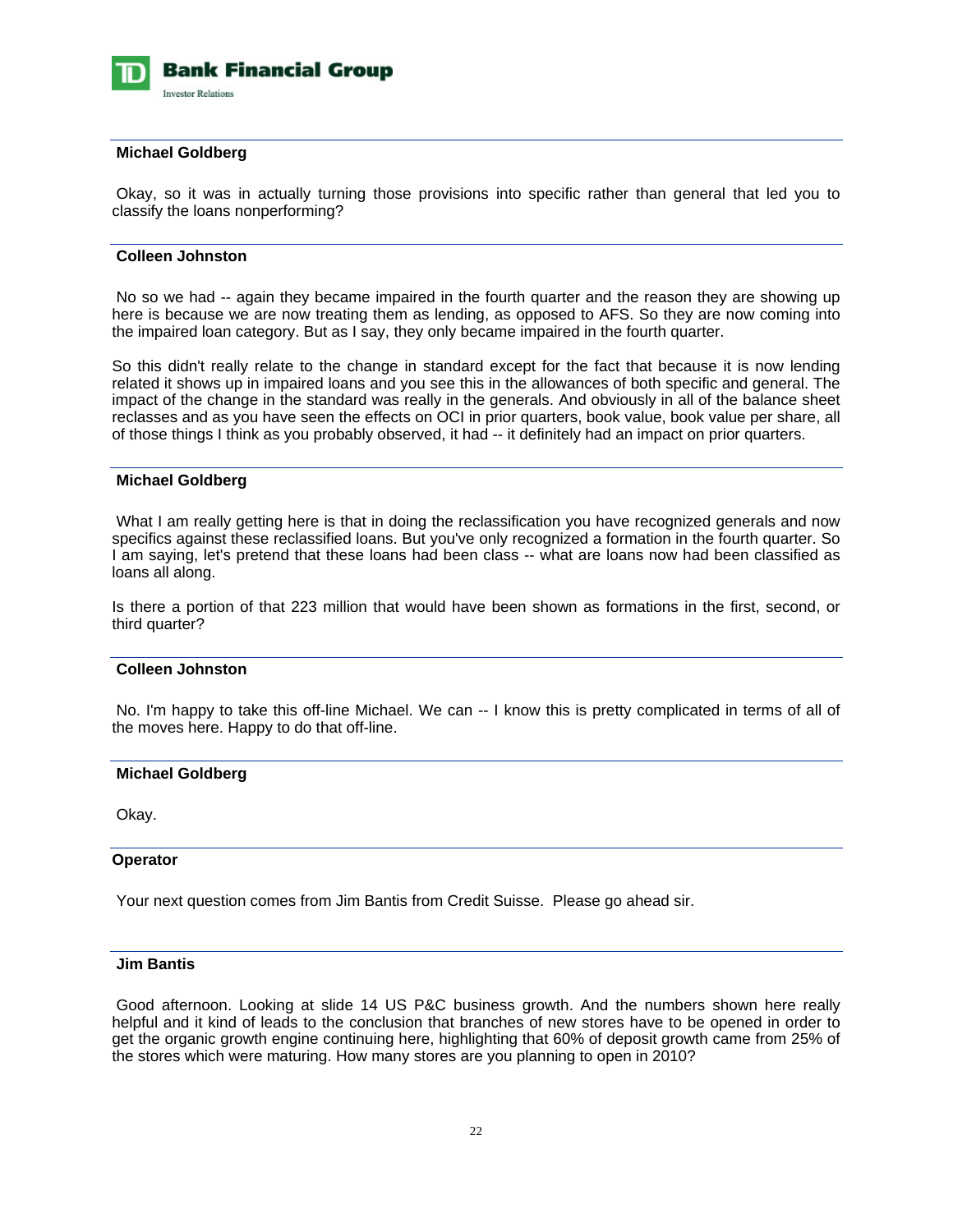**Michael Goldberg**

Okay, so it was in actually turning those provisions into specific rather than general that led you to classify the loans nonperforming?

**Colleen Johnston**

No so we had -- again they became impaired in the fourth quarter and the reason they are showing up here is because we are now treating them as lending, as opposed to AFS. So they are now coming into the impaired loan category. But as I say, they only became impaired in the fourth quarter.

So this didn't really relate to the change in standard except for the fact that because it is now lending related it shows up in impaired loans and you see this in the allowances of both specific and general. The impact of the change in the standard was really in the generals. And obviously in all of the balance sheet reclasses and as you have seen the effects on OCI in prior quarters, book value, book value per share, all of those things I think as you probably observed, it had -- it definitely had an impact on prior quarters.

**Michael Goldberg**

What I am really getting here is that in doing the reclassification you have recognized generals and now specifics against these reclassified loans. But you've only recognized a formation in the fourth quarter. So I am saying, let's pretend that these loans had been class -- what are loans now had been classified as loans all along.

Is there a portion of that 223 million that would have been shown as formations in the first, second, or third quarter?

**Colleen Johnston**

No. I'm happy to take this off-line Michael. We can -- I know this is pretty complicated in terms of all of the moves here. Happy to do that off-line.

**Michael Goldberg**

Okay.

**Operator**

Your next question comes from Jim Bantis from Credit Suisse. Please go ahead sir.

**Jim Bantis**

Good afternoon. Looking at slide 14 US P&C business growth. And the numbers shown here really helpful and it kind of leads to the conclusion that branches of new stores have to be opened in order to get the organic growth engine continuing here, highlighting that 60% of deposit growth came from 25% of the stores which were maturing. How many stores are you planning to open in 2010?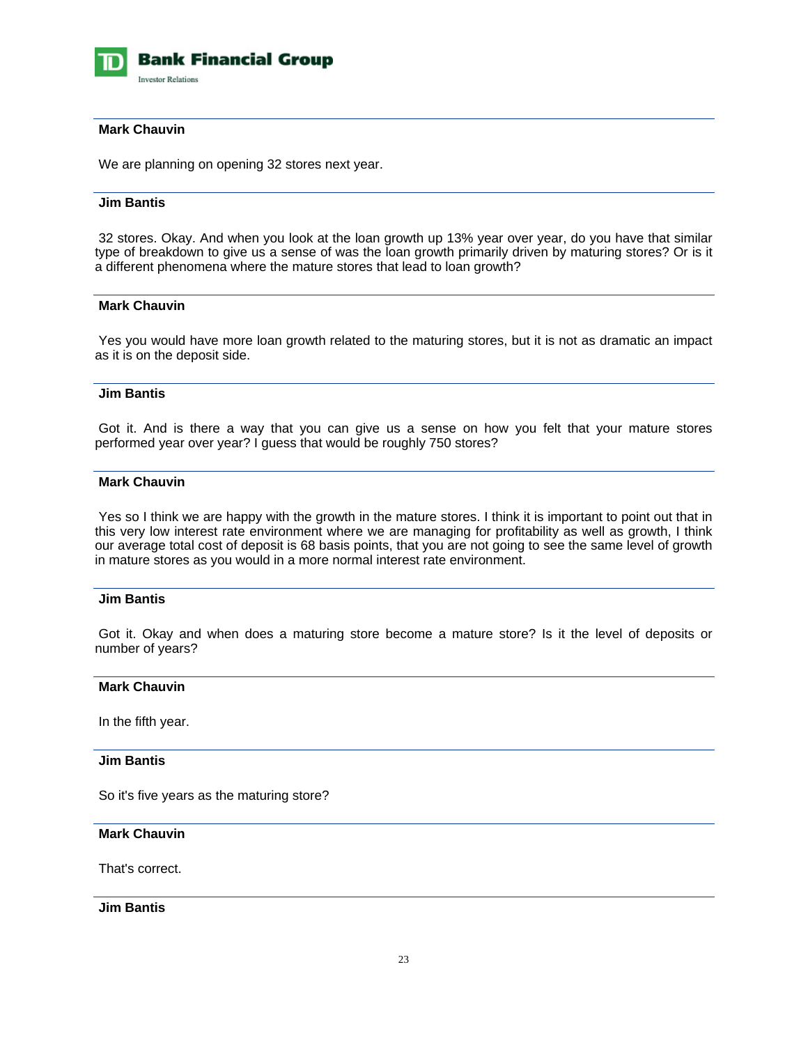**Mark Chauvin**

We are planning on opening 32 stores next year.

**Jim Bantis**

32 stores. Okay. And when you look at the loan growth up 13% year over year, do you have that similar type of breakdown to give us a sense of was the loan growth primarily driven by maturing stores? Or is it a different phenomena where the mature stores that lead to loan growth?

**Mark Chauvin**

Yes you would have more loan growth related to the maturing stores, but it is not as dramatic an impact as it is on the deposit side.

**Jim Bantis**

Got it. And is there a way that you can give us a sense on how you felt that your mature stores performed year over year? I guess that would be roughly 750 stores?

**Mark Chauvin**

Yes so I think we are happy with the growth in the mature stores. I think it is important to point out that in this very low interest rate environment where we are managing for profitability as well as growth, I think our average total cost of deposit is 68 basis points, that you are not going to see the same level of growth in mature stores as you would in a more normal interest rate environment.

**Jim Bantis**

Got it. Okay and when does a maturing store become a mature store? Is it the level of deposits or number of years?

**Mark Chauvin**

In the fifth year.

**Jim Bantis**

So it's five years as the maturing store?

**Mark Chauvin**

That's correct.

**Jim Bantis**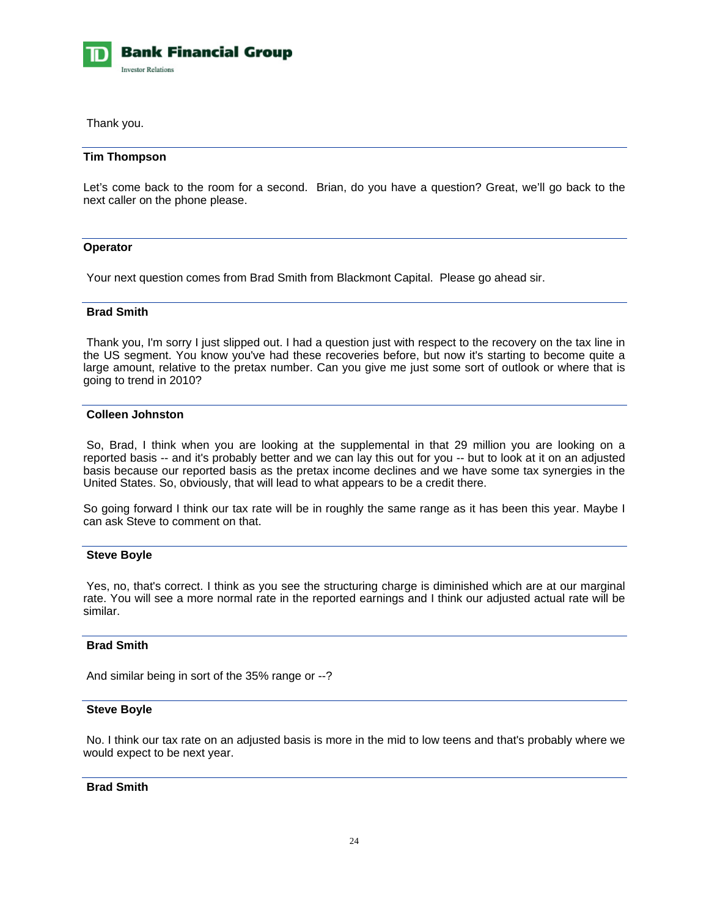Thank you.

**Tim Thompson**

Let's come back to the room for a second. Brian, do you have a question? Great, we'll go back to the next caller on the phone please.

**Operator**

Your next question comes from Brad Smith from Blackmont Capital. Please go ahead sir.

**Brad Smith**

Thank you, I'm sorry I just slipped out. I had a question just with respect to the recovery on the tax line in the US segment. You know you've had these recoveries before, but now it's starting to become quite a large amount, relative to the pretax number. Can you give me just some sort of outlook or where that is going to trend in 2010?

**Colleen Johnston**

So, Brad, I think when you are looking at the supplemental in that 29 million you are looking on a reported basis -- and it's probably better and we can lay this out for you -- but to look at it on an adjusted basis because our reported basis as the pretax income declines and we have some tax synergies in the United States. So, obviously, that will lead to what appears to be a credit there.

So going forward I think our tax rate will be in roughly the same range as it has been this year. Maybe I can ask Steve to comment on that.

**Steve Boyle**

Yes, no, that's correct. I think as you see the structuring charge is diminished which are at our marginal rate. You will see a more normal rate in the reported earnings and I think our adjusted actual rate will be similar.

**Brad Smith**

And similar being in sort of the 35% range or --?

**Steve Boyle**

No. I think our tax rate on an adjusted basis is more in the mid to low teens and that's probably where we would expect to be next year.

**Brad Smith**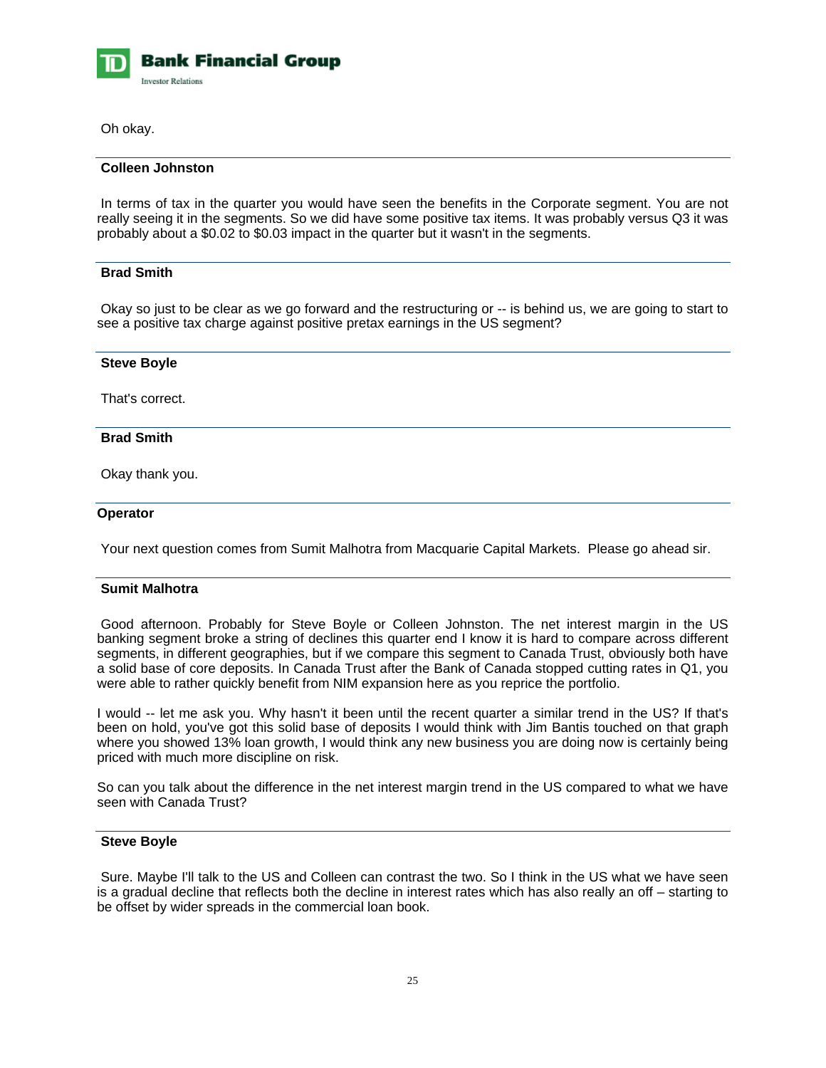Oh okay.

---

**Colleen Johnston**

In terms of tax in the quarter you would have seen the benefits in the Corporate segment. You are not really seeing it in the segments. So we did have some positive tax items. It was probably versus Q3 it was probably about a $0.02 to $0.03 impact in the quarter but it wasn't in the segments.

---

**Brad Smith**

Okay so just to be clear as we go forward and the restructuring or -- is behind us, we are going to start to see a positive tax charge against positive pretax earnings in the US segment?

---

**Steve Boyle**

That's correct.

---

**Brad Smith**

Okay thank you.

---

**Operator**

Your next question comes from Sumit Malhotra from Macquarie Capital Markets. Please go ahead sir.

---

**Sumit Malhotra**

Good afternoon. Probably for Steve Boyle or Colleen Johnston. The net interest margin in the US banking segment broke a string of declines this quarter end I know it is hard to compare across different segments, in different geographies, but if we compare this segment to Canada Trust, obviously both have a solid base of core deposits. In Canada Trust after the Bank of Canada stopped cutting rates in Q1, you were able to rather quickly benefit from NIM expansion here as you reprice the portfolio.

I would -- let me ask you. Why hasn't it been until the recent quarter a similar trend in the US? If that's been on hold, you've got this solid base of deposits I would think with Jim Bantis touched on that graph where you showed 13% loan growth, I would think any new business you are doing now is certainly being priced with much more discipline on risk.

So can you talk about the difference in the net interest margin trend in the US compared to what we have seen with Canada Trust?

---

**Steve Boyle**

Sure. Maybe I'll talk to the US and Colleen can contrast the two. So I think in the US what we have seen is a gradual decline that reflects both the decline in interest rates which has also really an off – starting to be offset by wider spreads in the commercial loan book.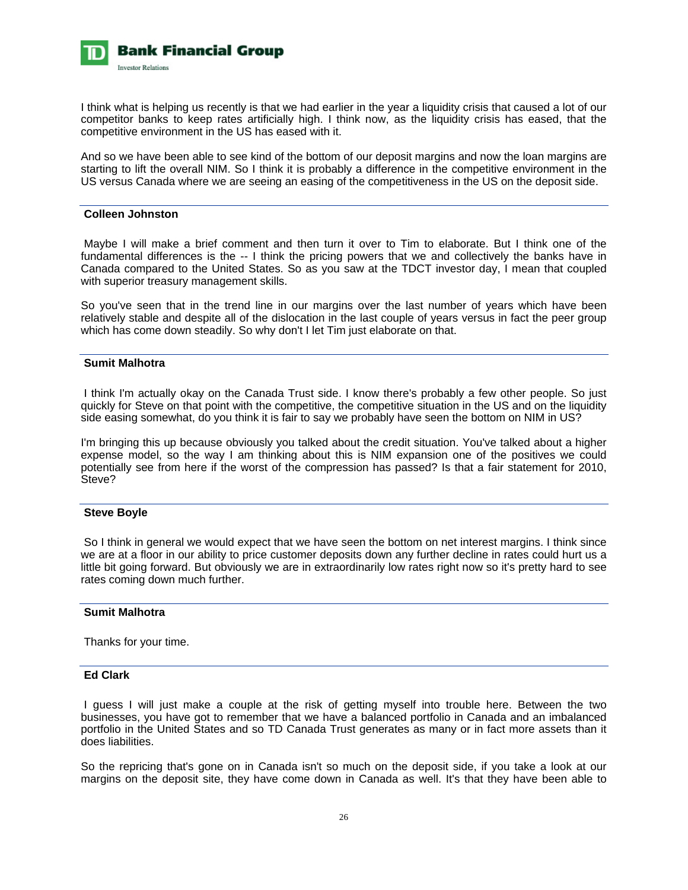I think what is helping us recently is that we had earlier in the year a liquidity crisis that caused a lot of our competitor banks to keep rates artificially high. I think now, as the liquidity crisis has eased, that the competitive environment in the US has eased with it.

And so we have been able to see kind of the bottom of our deposit margins and now the loan margins are starting to lift the overall NIM. So I think it is probably a difference in the competitive environment in the US versus Canada where we are seeing an easing of the competitiveness in the US on the deposit side.

**Colleen Johnston**

Maybe I will make a brief comment and then turn it over to Tim to elaborate. But I think one of the fundamental differences is the -- I think the pricing powers that we and collectively the banks have in Canada compared to the United States. So as you saw at the TDCT investor day, I mean that coupled with superior treasury management skills.

So you've seen that in the trend line in our margins over the last number of years which have been relatively stable and despite all of the dislocation in the last couple of years versus in fact the peer group which has come down steadily. So why don't I let Tim just elaborate on that.

**Sumit Malhotra**

I think I'm actually okay on the Canada Trust side. I know there's probably a few other people. So just quickly for Steve on that point with the competitive, the competitive situation in the US and on the liquidity side easing somewhat, do you think it is fair to say we probably have seen the bottom on NIM in US?

I'm bringing this up because obviously you talked about the credit situation. You've talked about a higher expense model, so the way I am thinking about this is NIM expansion one of the positives we could potentially see from here if the worst of the compression has passed? Is that a fair statement for 2010, Steve?

**Steve Boyle**

So I think in general we would expect that we have seen the bottom on net interest margins. I think since we are at a floor in our ability to price customer deposits down any further decline in rates could hurt us a little bit going forward. But obviously we are in extraordinarily low rates right now so it's pretty hard to see rates coming down much further.

**Sumit Malhotra**

Thanks for your time.

**Ed Clark**

I guess I will just make a couple at the risk of getting myself into trouble here. Between the two businesses, you have got to remember that we have a balanced portfolio in Canada and an imbalanced portfolio in the United States and so TD Canada Trust generates as many or in fact more assets than it does liabilities.

So the repricing that's gone on in Canada isn't so much on the deposit side, if you take a look at our margins on the deposit site, they have come down in Canada as well. It's that they have been able to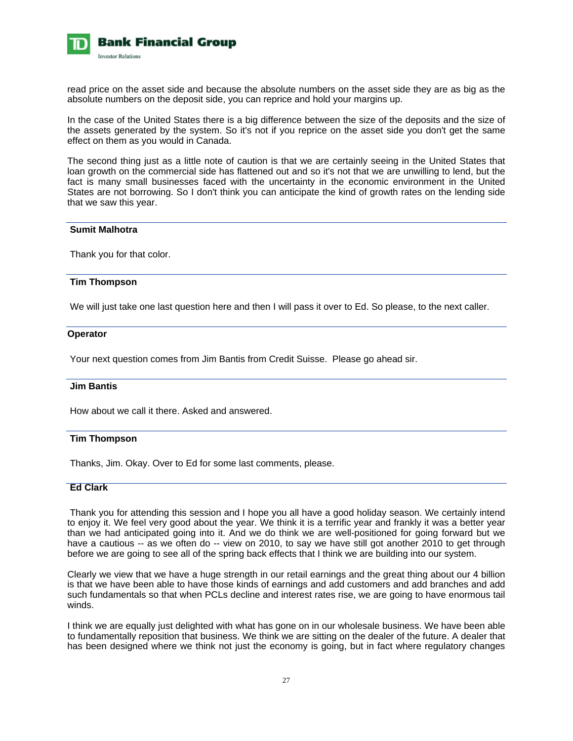read price on the asset side and because the absolute numbers on the asset side they are as big as the absolute numbers on the deposit side, you can reprice and hold your margins up.

In the case of the United States there is a big difference between the size of the deposits and the size of the assets generated by the system. So it's not if you reprice on the asset side you don't get the same effect on them as you would in Canada.

The second thing just as a little note of caution is that we are certainly seeing in the United States that loan growth on the commercial side has flattened out and so it's not that we are unwilling to lend, but the fact is many small businesses faced with the uncertainty in the economic environment in the United States are not borrowing. So I don't think you can anticipate the kind of growth rates on the lending side that we saw this year.

**Sumit Malhotra**

Thank you for that color.

**Tim Thompson**

We will just take one last question here and then I will pass it over to Ed. So please, to the next caller.

**Operator**

Your next question comes from Jim Bantis from Credit Suisse. Please go ahead sir.

**Jim Bantis**

How about we call it there. Asked and answered.

**Tim Thompson**

Thanks, Jim. Okay. Over to Ed for some last comments, please.

**Ed Clark**

Thank you for attending this session and I hope you all have a good holiday season. We certainly intend to enjoy it. We feel very good about the year. We think it is a terrific year and frankly it was a better year than we had anticipated going into it. And we do think we are well-positioned for going forward but we have a cautious -- as we often do -- view on 2010, to say we have still got another 2010 to get through before we are going to see all of the spring back effects that I think we are building into our system.

Clearly we view that we have a huge strength in our retail earnings and the great thing about our 4 billion is that we have been able to have those kinds of earnings and add customers and add branches and add such fundamentals so that when PCLs decline and interest rates rise, we are going to have enormous tail winds.

I think we are equally just delighted with what has gone on in our wholesale business. We have been able to fundamentally reposition that business. We think we are sitting on the dealer of the future. A dealer that has been designed where we think not just the economy is going, but in fact where regulatory changes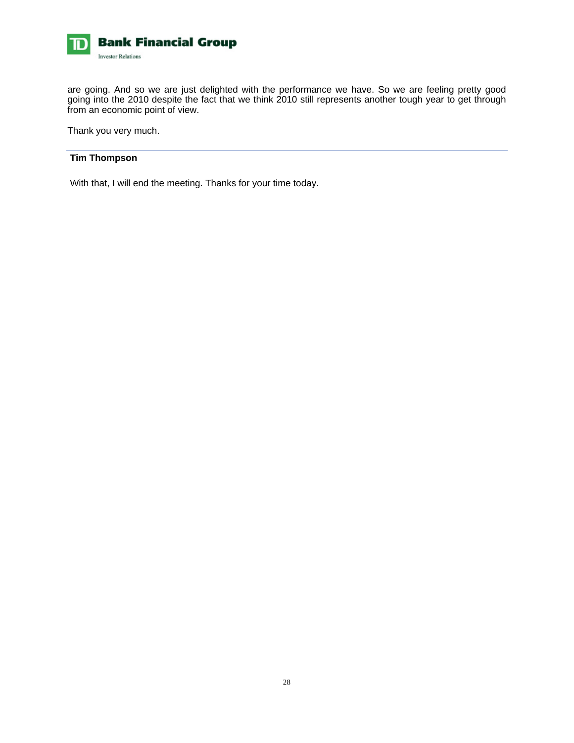are going. And so we are just delighted with the performance we have. So we are feeling pretty good going into the 2010 despite the fact that we think 2010 still represents another tough year to get through from an economic point of view.

Thank you very much.

---

**Tim Thompson**

With that, I will end the meeting. Thanks for your time today.